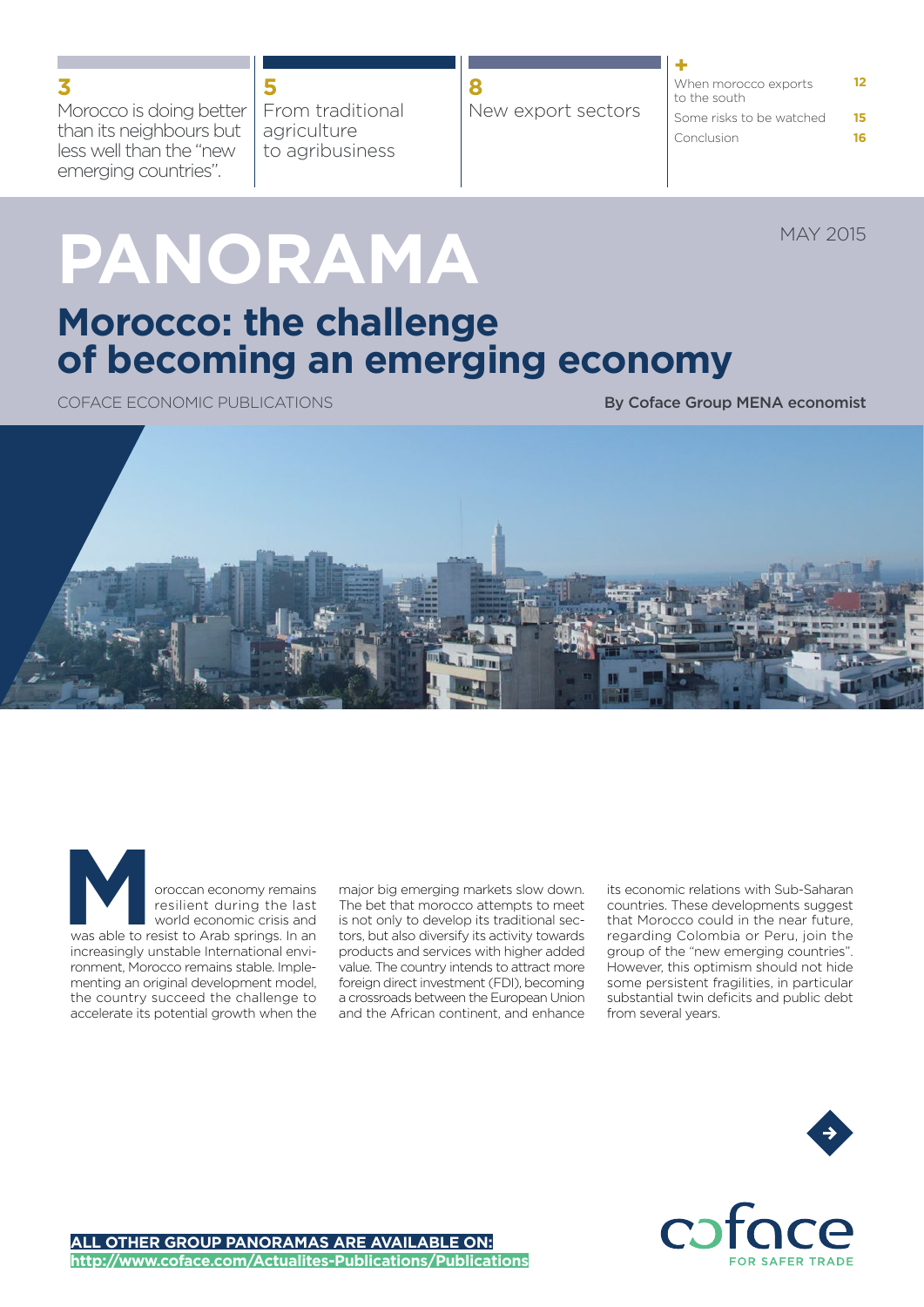**3** Morocco is doing better than its neighbours but less well than the "new emerging countries".

**5** From traditional agriculture to agribusiness

**8** New export sectors

**+**

| | |
|---|---|
| When morocco exports to the south | **12** |
| Some risks to be watched | **15** |
| Conclusion | **16** |

MAY 2015

# PANORAMA

## Morocco: the challenge of becoming an emerging economy

COFACE ECONOMIC PUBLICATIONS

**By Coface Group MENA economist**

Moroccan economy remains resilient during the last world economic crisis and was able to resist to Arab springs. In an increasingly unstable International environment, Morocco remains stable. Implementing an original development model, the country succeed the challenge to accelerate its potential growth when the major big emerging markets slow down. The bet that morocco attempts to meet is not only to develop its traditional sectors, but also diversify its activity towards products and services with higher added value. The country intends to attract more foreign direct investment (FDI), becoming a crossroads between the European Union and the African continent, and enhance its economic relations with Sub-Saharan countries. These developments suggest that Morocco could in the near future, regarding Colombia or Peru, join the group of the "new emerging countries". However, this optimism should not hide some persistent fragilities, in particular substantial twin deficits and public debt from several years.

**ALL OTHER GROUP PANORAMAS ARE AVAILABLE ON:**
**http://www.coface.com/Actualites-Publications/Publications**

coface
FOR SAFER TRADE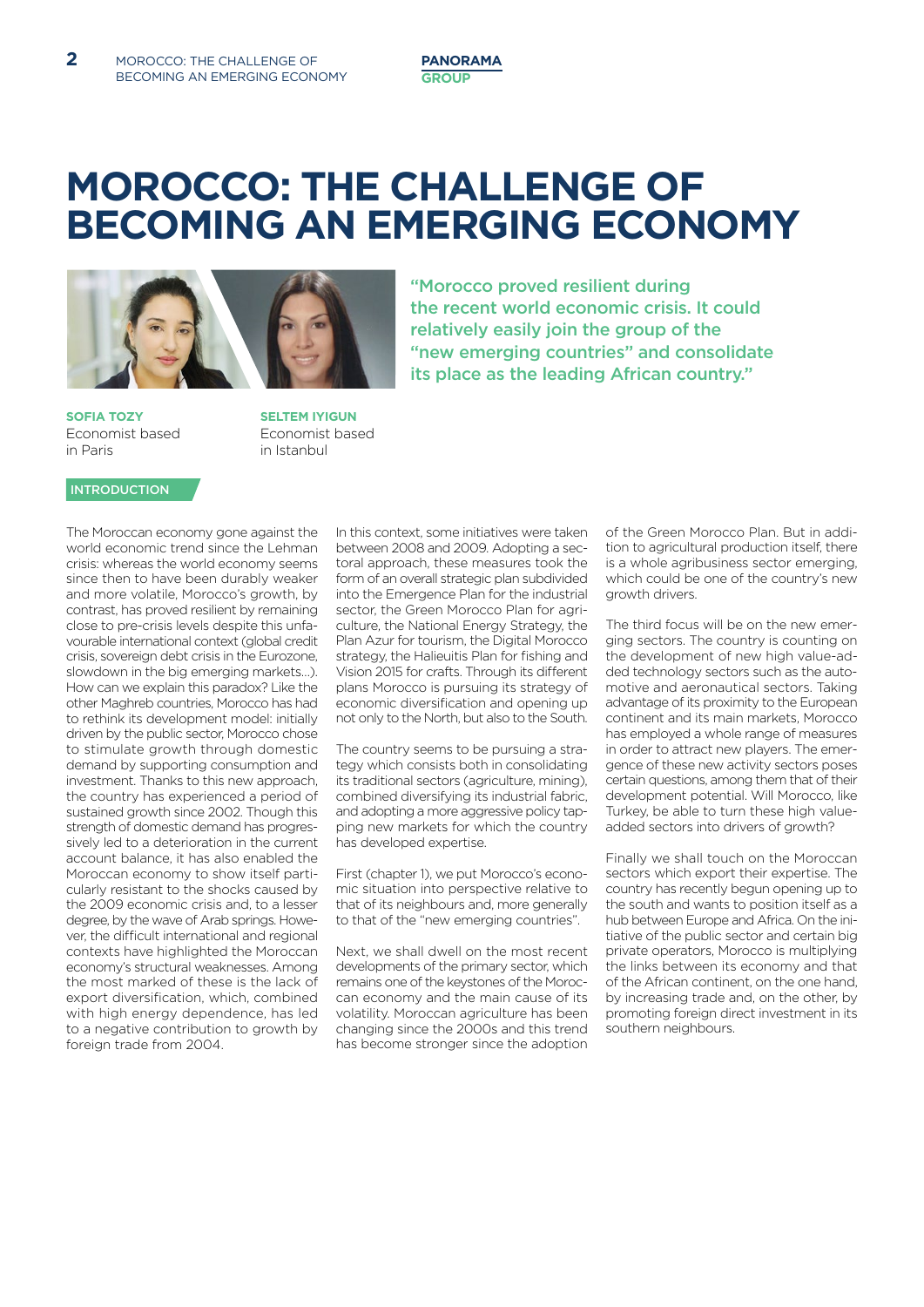# MOROCCO: THE CHALLENGE OF BECOMING AN EMERGING ECONOMY

"Morocco proved resilient during the recent world economic crisis. It could relatively easily join the group of the "new emerging countries" and consolidate its place as the leading African country."

**SOFIA TOZY**
Economist based in Paris

**SELTEM IYIGUN**
Economist based in Istanbul

## INTRODUCTION

The Moroccan economy gone against the world economic trend since the Lehman crisis: whereas the world economy seems since then to have been durably weaker and more volatile, Morocco's growth, by contrast, has proved resilient by remaining close to pre-crisis levels despite this unfavourable international context (global credit crisis, sovereign debt crisis in the Eurozone, slowdown in the big emerging markets...). How can we explain this paradox? Like the other Maghreb countries, Morocco has had to rethink its development model: initially driven by the public sector, Morocco chose to stimulate growth through domestic demand by supporting consumption and investment. Thanks to this new approach, the country has experienced a period of sustained growth since 2002. Though this strength of domestic demand has progressively led to a deterioration in the current account balance, it has also enabled the Moroccan economy to show itself particularly resistant to the shocks caused by the 2009 economic crisis and, to a lesser degree, by the wave of Arab springs. However, the difficult international and regional contexts have highlighted the Moroccan economy's structural weaknesses. Among the most marked of these is the lack of export diversification, which, combined with high energy dependence, has led to a negative contribution to growth by foreign trade from 2004.

In this context, some initiatives were taken between 2008 and 2009. Adopting a sectoral approach, these measures took the form of an overall strategic plan subdivided into the Emergence Plan for the industrial sector, the Green Morocco Plan for agriculture, the National Energy Strategy, the Plan Azur for tourism, the Digital Morocco strategy, the Halieuitis Plan for fishing and Vision 2015 for crafts. Through its different plans Morocco is pursuing its strategy of economic diversification and opening up not only to the North, but also to the South.

The country seems to be pursuing a strategy which consists both in consolidating its traditional sectors (agriculture, mining), combined diversifying its industrial fabric, and adopting a more aggressive policy tapping new markets for which the country has developed expertise.

First (chapter 1), we put Morocco's economic situation into perspective relative to that of its neighbours and, more generally to that of the "new emerging countries".

Next, we shall dwell on the most recent developments of the primary sector, which remains one of the keystones of the Moroccan economy and the main cause of its volatility. Moroccan agriculture has been changing since the 2000s and this trend has become stronger since the adoption of the Green Morocco Plan. But in addition to agricultural production itself, there is a whole agribusiness sector emerging, which could be one of the country's new growth drivers.

The third focus will be on the new emerging sectors. The country is counting on the development of new high value-added technology sectors such as the automotive and aeronautical sectors. Taking advantage of its proximity to the European continent and its main markets, Morocco has employed a whole range of measures in order to attract new players. The emergence of these new activity sectors poses certain questions, among them that of their development potential. Will Morocco, like Turkey, be able to turn these high value-added sectors into drivers of growth?

Finally we shall touch on the Moroccan sectors which export their expertise. The country has recently begun opening up to the south and wants to position itself as a hub between Europe and Africa. On the initiative of the public sector and certain big private operators, Morocco is multiplying the links between its economy and that of the African continent, on the one hand, by increasing trade and, on the other, by promoting foreign direct investment in its southern neighbours.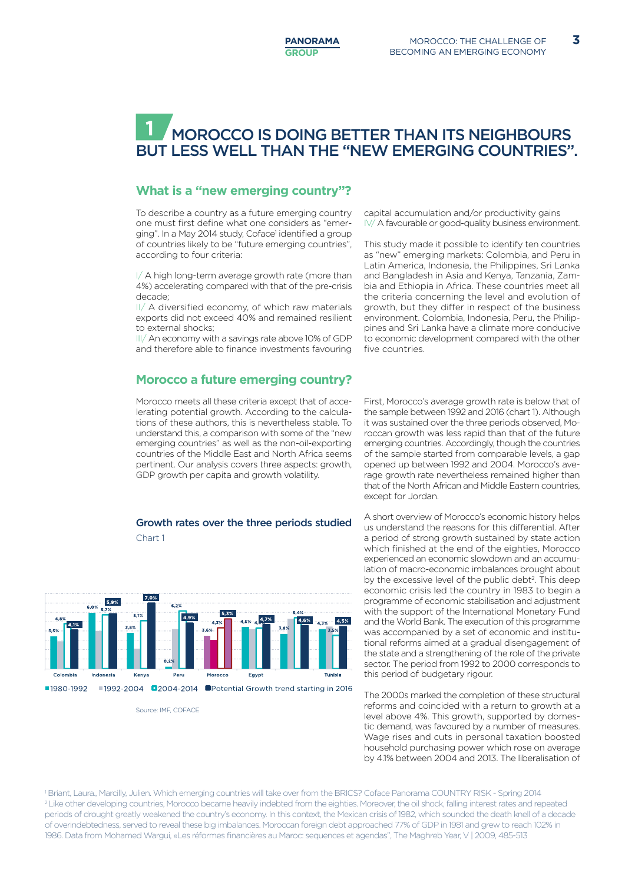# 1 MOROCCO IS DOING BETTER THAN ITS NEIGHBOURS BUT LESS WELL THAN THE "NEW EMERGING COUNTRIES".

## What is a "new emerging country"?

To describe a country as a future emerging country one must first define what one considers as "emerging". In a May 2014 study, Coface[1] identified a group of countries likely to be "future emerging countries", according to four criteria:

I/ A high long-term average growth rate (more than 4%) accelerating compared with that of the pre-crisis decade;
II/ A diversified economy, of which raw materials exports did not exceed 40% and remained resilient to external shocks;
III/ An economy with a savings rate above 10% of GDP and therefore able to finance investments favouring capital accumulation and/or productivity gains
IV/ A favourable or good-quality business environment.

This study made it possible to identify ten countries as "new" emerging markets: Colombia, and Peru in Latin America, Indonesia, the Philippines, Sri Lanka and Bangladesh in Asia and Kenya, Tanzania, Zambia and Ethiopia in Africa. These countries meet all the criteria concerning the level and evolution of growth, but they differ in respect of the business environment. Colombia, Indonesia, Peru, the Philippines and Sri Lanka have a climate more conducive to economic development compared with the other five countries.

## Morocco a future emerging country?

Morocco meets all these criteria except that of accelerating potential growth. According to the calculations of these authors, this is nevertheless stable. To understand this, a comparison with some of the "new emerging countries" as well as the non-oil-exporting countries of the Middle East and North Africa seems pertinent. Our analysis covers three aspects: growth, GDP growth per capita and growth volatility.

### Growth rates over the three periods studied

Chart 1

■1980-1992 ■1992-2004 ■2004-2014 ■Potential Growth trend starting in 2016

Source: IMF, COFACE

First, Morocco's average growth rate is below that of the sample between 1992 and 2016 (chart 1). Although it was sustained over the three periods observed, Moroccan growth was less rapid than that of the future emerging countries. Accordingly, though the countries of the sample started from comparable levels, a gap opened up between 1992 and 2004. Morocco's average growth rate nevertheless remained higher than that of the North African and Middle Eastern countries, except for Jordan.

A short overview of Morocco's economic history helps us understand the reasons for this differential. After a period of strong growth sustained by state action which finished at the end of the eighties, Morocco experienced an economic slowdown and an accumulation of macro-economic imbalances brought about by the excessive level of the public debt[2]. This deep economic crisis led the country in 1983 to begin a programme of economic stabilisation and adjustment with the support of the International Monetary Fund and the World Bank. The execution of this programme was accompanied by a set of economic and institutional reforms aimed at a gradual disengagement of the state and a strengthening of the role of the private sector. The period from 1992 to 2000 corresponds to this period of budgetary rigour.

The 2000s marked the completion of these structural reforms and coincided with a return to growth at a level above 4%. This growth, supported by domestic demand, was favoured by a number of measures. Wage rises and cuts in personal taxation boosted household purchasing power which rose on average by 4.1% between 2004 and 2013. The liberalisation of

---

[1] Briant, Laura., Marcilly, Julien. Which emerging countries will take over from the BRICS? Coface Panorama COUNTRY RISK - Spring 2014

[2] Like other developing countries, Morocco became heavily indebted from the eighties. Moreover, the oil shock, falling interest rates and repeated periods of drought greatly weakened the country's economy. In this context, the Mexican crisis of 1982, which sounded the death knell of a decade of overindebtedness, served to reveal these big imbalances. Moroccan foreign debt approached 77% of GDP in 1981 and grew to reach 102% in 1986. Data from Mohamed Wargui, «Les réformes financières au Maroc: sequences et agendas", The Maghreb Year, V | 2009, 485-513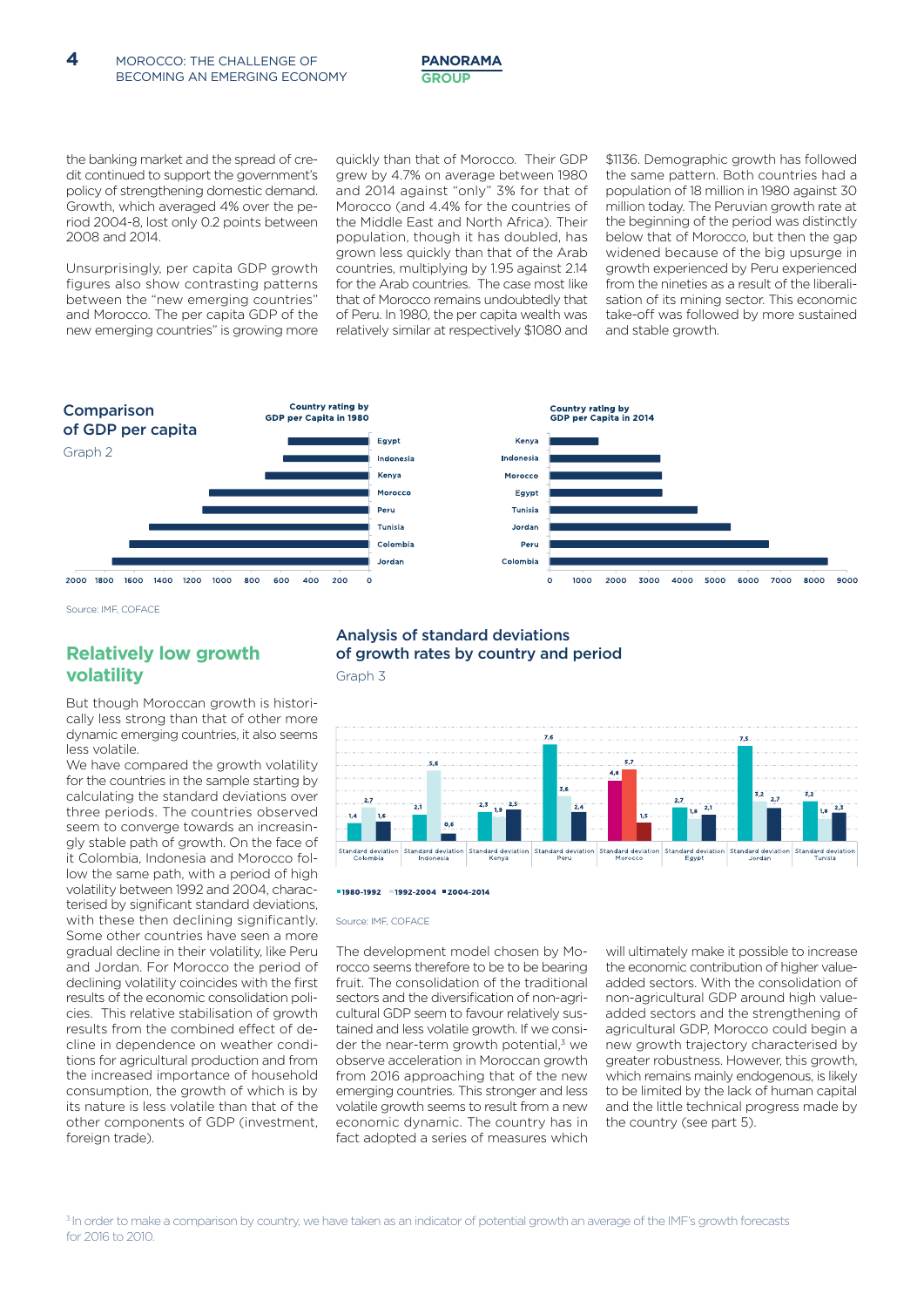the banking market and the spread of credit continued to support the government's policy of strengthening domestic demand. Growth, which averaged 4% over the period 2004-8, lost only 0.2 points between 2008 and 2014.

Unsurprisingly, per capita GDP growth figures also show contrasting patterns between the "new emerging countries" and Morocco. The per capita GDP of the new emerging countries" is growing more quickly than that of Morocco. Their GDP grew by 4.7% on average between 1980 and 2014 against "only" 3% for that of Morocco (and 4.4% for the countries of the Middle East and North Africa). Their population, though it has doubled, has grown less quickly than that of the Arab countries, multiplying by 1.95 against 2.14 for the Arab countries. The case most like that of Morocco remains undoubtedly that of Peru. In 1980, the per capita wealth was relatively similar at respectively $1080 and $1136. Demographic growth has followed the same pattern. Both countries had a population of 18 million in 1980 against 30 million today. The Peruvian growth rate at the beginning of the period was distinctly below that of Morocco, but then the gap widened because of the big upsurge in growth experienced by Peru experienced from the nineties as a result of the liberalisation of its mining sector. This economic take-off was followed by more sustained and stable growth.

**Comparison of GDP per capita**

Graph 2

Country rating by GDP per Capita in 1980: Egypt, Indonesia, Kenya, Morocco, Peru, Tunisia, Colombia, Jordan

Country rating by GDP per Capita in 2014: Kenya, Indonesia, Morocco, Egypt, Tunisia, Jordan, Peru, Colombia

Source: IMF, COFACE

## Relatively low growth volatility

But though Moroccan growth is historically less strong than that of other more dynamic emerging countries, it also seems less volatile.

We have compared the growth volatility for the countries in the sample starting by calculating the standard deviations over three periods. The countries observed seem to converge towards an increasingly stable path of growth. On the face of it Colombia, Indonesia and Morocco follow the same path, with a period of high volatility between 1992 and 2004, characterised by significant standard deviations, with these then declining significantly. Some other countries have seen a more gradual decline in their volatility, like Peru and Jordan. For Morocco the period of declining volatility coincides with the first results of the economic consolidation policies. This relative stabilisation of growth results from the combined effect of decline in dependence on weather conditions for agricultural production and from the increased importance of household consumption, the growth of which is by its nature is less volatile than that of the other components of GDP (investment, foreign trade).

**Analysis of standard deviations of growth rates by country and period**

Graph 3

| Standard deviation | 1980-1992 | 1992-2004 | 2004-2014 |
|---|---|---|---|
| Colombia | 1,4 | 2,7 | 1,6 |
| Indonesia | 2,1 | 5,6 | 0,6 |
| Kenya | 2,3 | 1,9 | 2,5 |
| Peru | 7,6 | 3,6 | 2,4 |
| Morocco | 4,8 | 5,7 | 1,5 |
| Egypt | 2,7 | 1,8 | 2,1 |
| Jordan | 7,5 | 3,2 | 2,7 |
| Tunisia | 3,2 | 1,8 | 2,3 |

Source: IMF, COFACE

The development model chosen by Morocco seems therefore to be to be bearing fruit. The consolidation of the traditional sectors and the diversification of non-agricultural GDP seem to favour relatively sustained and less volatile growth. If we consider the near-term growth potential,[3] we observe acceleration in Moroccan growth from 2016 approaching that of the new emerging countries. This stronger and less volatile growth seems to result from a new economic dynamic. The country has in fact adopted a series of measures which will ultimately make it possible to increase the economic contribution of higher value-added sectors. With the consolidation of non-agricultural GDP around high value-added sectors and the strengthening of agricultural GDP, Morocco could begin a new growth trajectory characterised by greater robustness. However, this growth, which remains mainly endogenous, is likely to be limited by the lack of human capital and the little technical progress made by the country (see part 5).

[3] In order to make a comparison by country, we have taken as an indicator of potential growth an average of the IMF's growth forecasts for 2016 to 2010.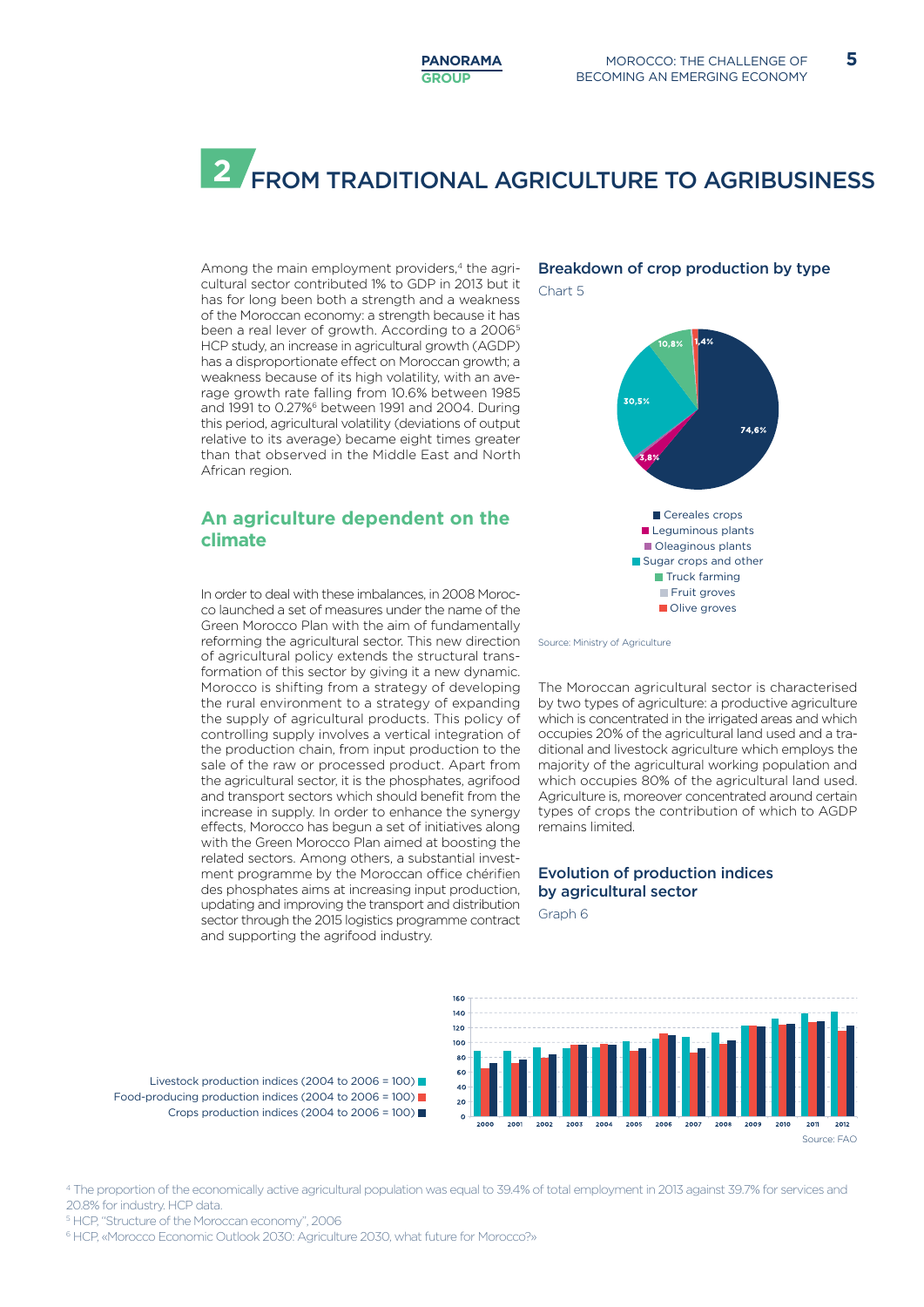# 2 FROM TRADITIONAL AGRICULTURE TO AGRIBUSINESS

Among the main employment providers,[4] the agricultural sector contributed 1% to GDP in 2013 but it has for long been both a strength and a weakness of the Moroccan economy: a strength because it has been a real lever of growth. According to a 2006[5] HCP study, an increase in agricultural growth (AGDP) has a disproportionate effect on Moroccan growth; a weakness because of its high volatility, with an average growth rate falling from 10.6% between 1985 and 1991 to 0.27%[6] between 1991 and 2004. During this period, agricultural volatility (deviations of output relative to its average) became eight times greater than that observed in the Middle East and North African region.

## An agriculture dependent on the climate

In order to deal with these imbalances, in 2008 Morocco launched a set of measures under the name of the Green Morocco Plan with the aim of fundamentally reforming the agricultural sector. This new direction of agricultural policy extends the structural transformation of this sector by giving it a new dynamic. Morocco is shifting from a strategy of developing the rural environment to a strategy of expanding the supply of agricultural products. This policy of controlling supply involves a vertical integration of the production chain, from input production to the sale of the raw or processed product. Apart from the agricultural sector, it is the phosphates, agrifood and transport sectors which should benefit from the increase in supply. In order to enhance the synergy effects, Morocco has begun a set of initiatives along with the Green Morocco Plan aimed at boosting the related sectors. Among others, a substantial investment programme by the Moroccan office chérifien des phosphates aims at increasing input production, updating and improving the transport and distribution sector through the 2015 logistics programme contract and supporting the agrifood industry.

**Breakdown of crop production by type**

Chart 5

| Type | Share |
|---|---|
| Cereales crops | 74,6% |
| Leguminous plants | 3,8% |
| Oleaginous plants | |
| Sugar crops and other | 30,5% |
| Truck farming | 10,8% |
| Fruit groves | |
| Olive groves | 1,4% |

Source: Ministry of Agriculture

The Moroccan agricultural sector is characterised by two types of agriculture: a productive agriculture which is concentrated in the irrigated areas and which occupies 20% of the agricultural land used and a traditional and livestock agriculture which employs the majority of the agricultural working population and which occupies 80% of the agricultural land used. Agriculture is, moreover concentrated around certain types of crops the contribution of which to AGDP remains limited.

**Evolution of production indices by agricultural sector**

Graph 6

- Livestock production indices (2004 to 2006 = 100)
- Food-producing production indices (2004 to 2006 = 100)
- Crops production indices (2004 to 2006 = 100)

Source: FAO

---

[4] The proportion of the economically active agricultural population was equal to 39.4% of total employment in 2013 against 39.7% for services and 20.8% for industry. HCP data.

[5] HCP, "Structure of the Moroccan economy", 2006

[6] HCP, «Morocco Economic Outlook 2030: Agriculture 2030, what future for Morocco?»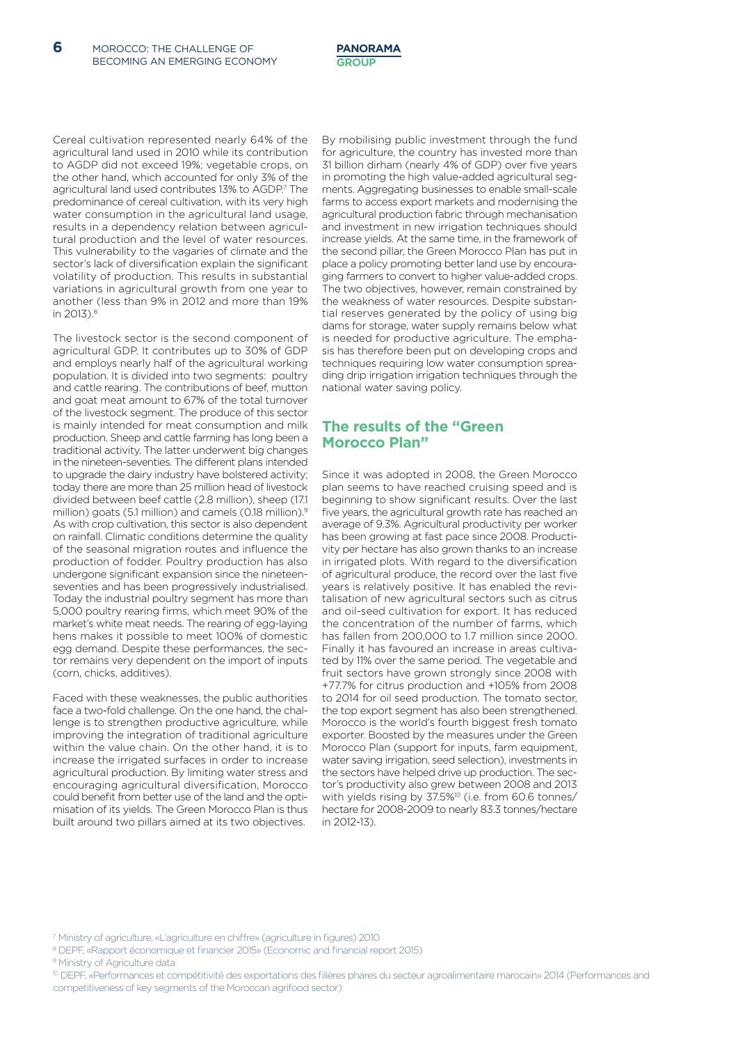Cereal cultivation represented nearly 64% of the agricultural land used in 2010 while its contribution to AGDP did not exceed 19%; vegetable crops, on the other hand, which accounted for only 3% of the agricultural land used contributes 13% to AGDP.[7] The predominance of cereal cultivation, with its very high water consumption in the agricultural land usage, results in a dependency relation between agricultural production and the level of water resources. This vulnerability to the vagaries of climate and the sector's lack of diversification explain the significant volatility of production. This results in substantial variations in agricultural growth from one year to another (less than 9% in 2012 and more than 19% in 2013).[8]

The livestock sector is the second component of agricultural GDP. It contributes up to 30% of GDP and employs nearly half of the agricultural working population. It is divided into two segments: poultry and cattle rearing. The contributions of beef, mutton and goat meat amount to 67% of the total turnover of the livestock segment. The produce of this sector is mainly intended for meat consumption and milk production. Sheep and cattle farming has long been a traditional activity. The latter underwent big changes in the nineteen-seventies. The different plans intended to upgrade the dairy industry have bolstered activity; today there are more than 25 million head of livestock divided between beef cattle (2.8 million), sheep (17.1 million) goats (5.1 million) and camels (0.18 million).[9] As with crop cultivation, this sector is also dependent on rainfall. Climatic conditions determine the quality of the seasonal migration routes and influence the production of fodder. Poultry production has also undergone significant expansion since the nineteen-seventies and has been progressively industrialised. Today the industrial poultry segment has more than 5,000 poultry rearing firms, which meet 90% of the market's white meat needs. The rearing of egg-laying hens makes it possible to meet 100% of domestic egg demand. Despite these performances, the sector remains very dependent on the import of inputs (corn, chicks, additives).

Faced with these weaknesses, the public authorities face a two-fold challenge. On the one hand, the challenge is to strengthen productive agriculture, while improving the integration of traditional agriculture within the value chain. On the other hand, it is to increase the irrigated surfaces in order to increase agricultural production. By limiting water stress and encouraging agricultural diversification, Morocco could benefit from better use of the land and the optimisation of its yields. The Green Morocco Plan is thus built around two pillars aimed at its two objectives.

By mobilising public investment through the fund for agriculture, the country has invested more than 31 billion dirham (nearly 4% of GDP) over five years in promoting the high value-added agricultural segments. Aggregating businesses to enable small-scale farms to access export markets and modernising the agricultural production fabric through mechanisation and investment in new irrigation techniques should increase yields. At the same time, in the framework of the second pillar, the Green Morocco Plan has put in place a policy promoting better land use by encouraging farmers to convert to higher value-added crops. The two objectives, however, remain constrained by the weakness of water resources. Despite substantial reserves generated by the policy of using big dams for storage, water supply remains below what is needed for productive agriculture. The emphasis has therefore been put on developing crops and techniques requiring low water consumption spreading drip irrigation irrigation techniques through the national water saving policy.

## The results of the "Green Morocco Plan"

Since it was adopted in 2008, the Green Morocco plan seems to have reached cruising speed and is beginning to show significant results. Over the last five years, the agricultural growth rate has reached an average of 9.3%. Agricultural productivity per worker has been growing at fast pace since 2008. Productivity per hectare has also grown thanks to an increase in irrigated plots. With regard to the diversification of agricultural produce, the record over the last five years is relatively positive. It has enabled the revitalisation of new agricultural sectors such as citrus and oil-seed cultivation for export. It has reduced the concentration of the number of farms, which has fallen from 200,000 to 1.7 million since 2000. Finally it has favoured an increase in areas cultivated by 11% over the same period. The vegetable and fruit sectors have grown strongly since 2008 with +77.7% for citrus production and +105% from 2008 to 2014 for oil seed production. The tomato sector, the top export segment has also been strengthened. Morocco is the world's fourth biggest fresh tomato exporter. Boosted by the measures under the Green Morocco Plan (support for inputs, farm equipment, water saving irrigation, seed selection), investments in the sectors have helped drive up production. The sector's productivity also grew between 2008 and 2013 with yields rising by 37.5%[10] (i.e. from 60.6 tonnes/hectare for 2008-2009 to nearly 83.3 tonnes/hectare in 2012-13).

[7] Ministry of agriculture, «L'agriculture en chiffre» (agriculture in figures) 2010

[8] DEPF, «Rapport économique et financier 2015» (Economic and financial report 2015)

[9] Ministry of Agriculture data

[10] DEPF, «Performances et compétitivité des exportations des filières phares du secteur agroalimentaire marocain» 2014 (Performances and competitiveness of key segments of the Moroccan agrifood sector)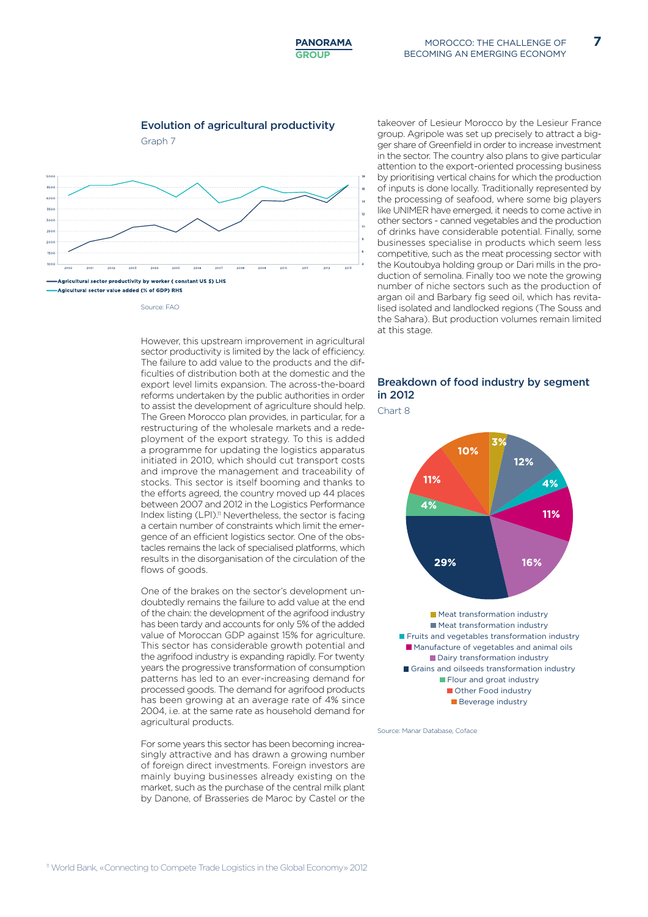### Evolution of agricultural productivity

Graph 7

—Agricultural sector productivity by worker ( constant US $) LHS
—Agicultural sector value added (% of GDP) RHS

Source: FAO

However, this upstream improvement in agricultural sector productivity is limited by the lack of efficiency. The failure to add value to the products and the difficulties of distribution both at the domestic and the export level limits expansion. The across-the-board reforms undertaken by the public authorities in order to assist the development of agriculture should help. The Green Morocco plan provides, in particular, for a restructuring of the wholesale markets and a redeployment of the export strategy. To this is added a programme for updating the logistics apparatus initiated in 2010, which should cut transport costs and improve the management and traceability of stocks. This sector is itself booming and thanks to the efforts agreed, the country moved up 44 places between 2007 and 2012 in the Logistics Performance Index listing (LPI).[11] Nevertheless, the sector is facing a certain number of constraints which limit the emergence of an efficient logistics sector. One of the obstacles remains the lack of specialised platforms, which results in the disorganisation of the circulation of the flows of goods.

One of the brakes on the sector's development undoubtedly remains the failure to add value at the end of the chain: the development of the agrifood industry has been tardy and accounts for only 5% of the added value of Moroccan GDP against 15% for agriculture. This sector has considerable growth potential and the agrifood industry is expanding rapidly. For twenty years the progressive transformation of consumption patterns has led to an ever-increasing demand for processed goods. The demand for agrifood products has been growing at an average rate of 4% since 2004, i.e. at the same rate as household demand for agricultural products.

For some years this sector has been becoming increasingly attractive and has drawn a growing number of foreign direct investments. Foreign investors are mainly buying businesses already existing on the market, such as the purchase of the central milk plant by Danone, of Brasseries de Maroc by Castel or the takeover of Lesieur Morocco by the Lesieur France group. Agripole was set up precisely to attract a bigger share of Greenfield in order to increase investment in the sector. The country also plans to give particular attention to the export-oriented processing business by prioritising vertical chains for which the production of inputs is done locally. Traditionally represented by the processing of seafood, where some big players like UNIMER have emerged, it needs to come active in other sectors - canned vegetables and the production of drinks have considerable potential. Finally, some businesses specialise in products which seem less competitive, such as the meat processing sector with the Koutoubya holding group or Dari mills in the production of semolina. Finally too we note the growing number of niche sectors such as the production of argan oil and Barbary fig seed oil, which has revitalised isolated and landlocked regions (The Souss and the Sahara). But production volumes remain limited at this stage.

### Breakdown of food industry by segment in 2012

Chart 8

| Segment | Share |
|---|---|
| Meat transformation industry | 3% |
| Meat transformation industry | 12% |
| Fruits and vegetables transformation industry | 4% |
| Manufacture of vegetables and animal oils | 11% |
| Dairy transformation industry | 16% |
| Grains and oilseeds transformation industry | 29% |
| Flour and groat industry | 4% |
| Other Food industry | 11% |
| Beverage industry | 10% |

Source: Manar Database, Coface

[11] World Bank, «Connecting to Compete Trade Logistics in the Global Economy» 2012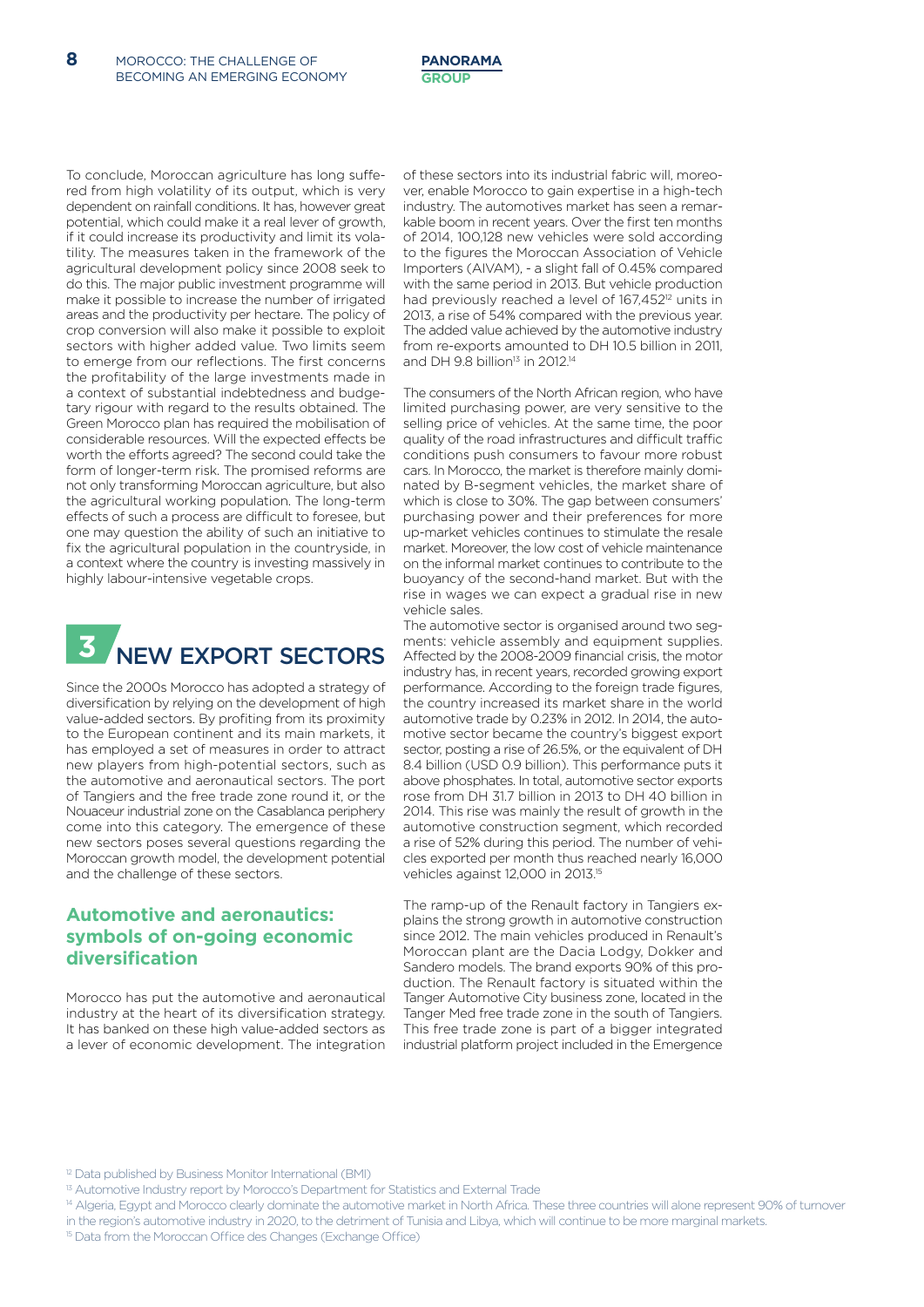To conclude, Moroccan agriculture has long suffered from high volatility of its output, which is very dependent on rainfall conditions. It has, however great potential, which could make it a real lever of growth, if it could increase its productivity and limit its volatility. The measures taken in the framework of the agricultural development policy since 2008 seek to do this. The major public investment programme will make it possible to increase the number of irrigated areas and the productivity per hectare. The policy of crop conversion will also make it possible to exploit sectors with higher added value. Two limits seem to emerge from our reflections. The first concerns the profitability of the large investments made in a context of substantial indebtedness and budgetary rigour with regard to the results obtained. The Green Morocco plan has required the mobilisation of considerable resources. Will the expected effects be worth the efforts agreed? The second could take the form of longer-term risk. The promised reforms are not only transforming Moroccan agriculture, but also the agricultural working population. The long-term effects of such a process are difficult to foresee, but one may question the ability of such an initiative to fix the agricultural population in the countryside, in a context where the country is investing massively in highly labour-intensive vegetable crops.

# 3 NEW EXPORT SECTORS

Since the 2000s Morocco has adopted a strategy of diversification by relying on the development of high value-added sectors. By profiting from its proximity to the European continent and its main markets, it has employed a set of measures in order to attract new players from high-potential sectors, such as the automotive and aeronautical sectors. The port of Tangiers and the free trade zone round it, or the Nouaceur industrial zone on the Casablanca periphery come into this category. The emergence of these new sectors poses several questions regarding the Moroccan growth model, the development potential and the challenge of these sectors.

## Automotive and aeronautics: symbols of on-going economic diversification

Morocco has put the automotive and aeronautical industry at the heart of its diversification strategy. It has banked on these high value-added sectors as a lever of economic development. The integration of these sectors into its industrial fabric will, moreover, enable Morocco to gain expertise in a high-tech industry. The automotives market has seen a remarkable boom in recent years. Over the first ten months of 2014, 100,128 new vehicles were sold according to the figures the Moroccan Association of Vehicle Importers (AIVAM), - a slight fall of 0.45% compared with the same period in 2013. But vehicle production had previously reached a level of 167,452[12] units in 2013, a rise of 54% compared with the previous year. The added value achieved by the automotive industry from re-exports amounted to DH 10.5 billion in 2011, and DH 9.8 billion[13] in 2012.[14]

The consumers of the North African region, who have limited purchasing power, are very sensitive to the selling price of vehicles. At the same time, the poor quality of the road infrastructures and difficult traffic conditions push consumers to favour more robust cars. In Morocco, the market is therefore mainly dominated by B-segment vehicles, the market share of which is close to 30%. The gap between consumers' purchasing power and their preferences for more up-market vehicles continues to stimulate the resale market. Moreover, the low cost of vehicle maintenance on the informal market continues to contribute to the buoyancy of the second-hand market. But with the rise in wages we can expect a gradual rise in new vehicle sales.

The automotive sector is organised around two segments: vehicle assembly and equipment supplies. Affected by the 2008-2009 financial crisis, the motor industry has, in recent years, recorded growing export performance. According to the foreign trade figures, the country increased its market share in the world automotive trade by 0.23% in 2012. In 2014, the automotive sector became the country's biggest export sector, posting a rise of 26.5%, or the equivalent of DH 8.4 billion (USD 0.9 billion). This performance puts it above phosphates. In total, automotive sector exports rose from DH 31.7 billion in 2013 to DH 40 billion in 2014. This rise was mainly the result of growth in the automotive construction segment, which recorded a rise of 52% during this period. The number of vehicles exported per month thus reached nearly 16,000 vehicles against 12,000 in 2013.[15]

The ramp-up of the Renault factory in Tangiers explains the strong growth in automotive construction since 2012. The main vehicles produced in Renault's Moroccan plant are the Dacia Lodgy, Dokker and Sandero models. The brand exports 90% of this production. The Renault factory is situated within the Tanger Automotive City business zone, located in the Tanger Med free trade zone in the south of Tangiers. This free trade zone is part of a bigger integrated industrial platform project included in the Emergence

[12] Data published by Business Monitor International (BMI)

[13] Automotive Industry report by Morocco's Department for Statistics and External Trade

[14] Algeria, Egypt and Morocco clearly dominate the automotive market in North Africa. These three countries will alone represent 90% of turnover in the region's automotive industry in 2020, to the detriment of Tunisia and Libya, which will continue to be more marginal markets.

[15] Data from the Moroccan Office des Changes (Exchange Office)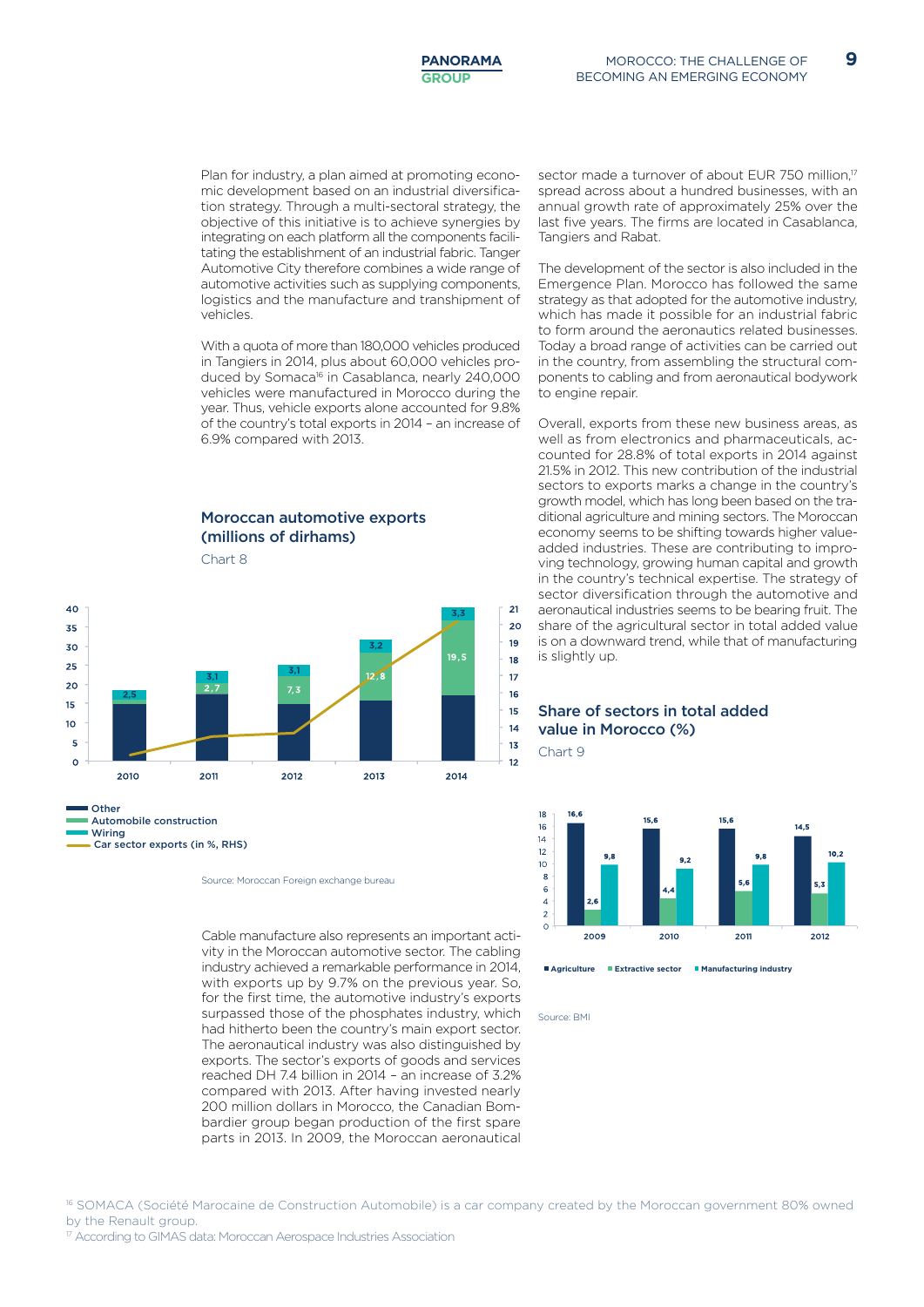Plan for industry, a plan aimed at promoting economic development based on an industrial diversification strategy. Through a multi-sectoral strategy, the objective of this initiative is to achieve synergies by integrating on each platform all the components facilitating the establishment of an industrial fabric. Tanger Automotive City therefore combines a wide range of automotive activities such as supplying components, logistics and the manufacture and transhipment of vehicles.

With a quota of more than 180,000 vehicles produced in Tangiers in 2014, plus about 60,000 vehicles produced by Somaca[16] in Casablanca, nearly 240,000 vehicles were manufactured in Morocco during the year. Thus, vehicle exports alone accounted for 9.8% of the country's total exports in 2014 – an increase of 6.9% compared with 2013.

### Moroccan automotive exports (millions of dirhams)

Chart 8

| | 2010 | 2011 | 2012 | 2013 | 2014 |
|---|---|---|---|---|---|
| Automobile construction | | 2,7 | 7,3 | 12,8 | 19,5 |
| Wiring | 2,5 | 3,1 | 3,1 | 3,2 | 3,3 |

Other
Automobile construction
Wiring
Car sector exports (in %, RHS)

Source: Moroccan Foreign exchange bureau

Cable manufacture also represents an important activity in the Moroccan automotive sector. The cabling industry achieved a remarkable performance in 2014, with exports up by 9.7% on the previous year. So, for the first time, the automotive industry's exports surpassed those of the phosphates industry, which had hitherto been the country's main export sector. The aeronautical industry was also distinguished by exports. The sector's exports of goods and services reached DH 7.4 billion in 2014 – an increase of 3.2% compared with 2013. After having invested nearly 200 million dollars in Morocco, the Canadian Bombardier group began production of the first spare parts in 2013. In 2009, the Moroccan aeronautical sector made a turnover of about EUR 750 million,[17] spread across about a hundred businesses, with an annual growth rate of approximately 25% over the last five years. The firms are located in Casablanca, Tangiers and Rabat.

The development of the sector is also included in the Emergence Plan. Morocco has followed the same strategy as that adopted for the automotive industry, which has made it possible for an industrial fabric to form around the aeronautics related businesses. Today a broad range of activities can be carried out in the country, from assembling the structural components to cabling and from aeronautical bodywork to engine repair.

Overall, exports from these new business areas, as well as from electronics and pharmaceuticals, accounted for 28.8% of total exports in 2014 against 21.5% in 2012. This new contribution of the industrial sectors to exports marks a change in the country's growth model, which has long been based on the traditional agriculture and mining sectors. The Moroccan economy seems to be shifting towards higher value-added industries. These are contributing to improving technology, growing human capital and growth in the country's technical expertise. The strategy of sector diversification through the automotive and aeronautical industries seems to be bearing fruit. The share of the agricultural sector in total added value is on a downward trend, while that of manufacturing is slightly up.

### Share of sectors in total added value in Morocco (%)

Chart 9

| | 2009 | 2010 | 2011 | 2012 |
|---|---|---|---|---|
| Agriculture | 16,6 | 15,6 | 15,6 | 14,5 |
| Extractive sector | 2,6 | 4,4 | 5,6 | 5,3 |
| Manufacturing industry | 9,8 | 9,2 | 9,8 | 10,2 |

Source: BMI

[16] SOMACA (Société Marocaine de Construction Automobile) is a car company created by the Moroccan government 80% owned by the Renault group.

[17] According to GIMAS data: Moroccan Aerospace Industries Association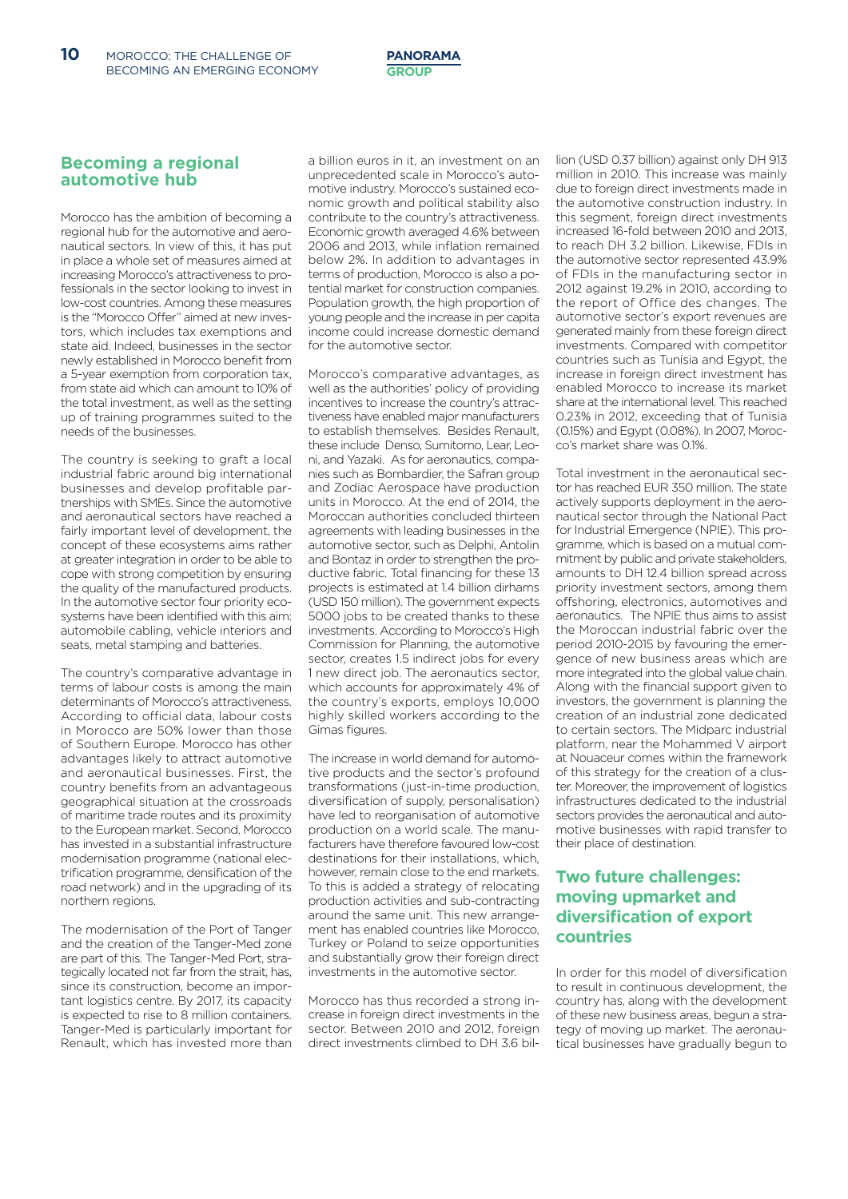## Becoming a regional automotive hub

Morocco has the ambition of becoming a regional hub for the automotive and aeronautical sectors. In view of this, it has put in place a whole set of measures aimed at increasing Morocco's attractiveness to professionals in the sector looking to invest in low-cost countries. Among these measures is the "Morocco Offer" aimed at new investors, which includes tax exemptions and state aid. Indeed, businesses in the sector newly established in Morocco benefit from a 5-year exemption from corporation tax, from state aid which can amount to 10% of the total investment, as well as the setting up of training programmes suited to the needs of the businesses.

The country is seeking to graft a local industrial fabric around big international businesses and develop profitable partnerships with SMEs. Since the automotive and aeronautical sectors have reached a fairly important level of development, the concept of these ecosystems aims rather at greater integration in order to be able to cope with strong competition by ensuring the quality of the manufactured products. In the automotive sector four priority ecosystems have been identified with this aim: automobile cabling, vehicle interiors and seats, metal stamping and batteries.

The country's comparative advantage in terms of labour costs is among the main determinants of Morocco's attractiveness. According to official data, labour costs in Morocco are 50% lower than those of Southern Europe. Morocco has other advantages likely to attract automotive and aeronautical businesses. First, the country benefits from an advantageous geographical situation at the crossroads of maritime trade routes and its proximity to the European market. Second, Morocco has invested in a substantial infrastructure modernisation programme (national electrification programme, densification of the road network) and in the upgrading of its northern regions.

The modernisation of the Port of Tanger and the creation of the Tanger-Med zone are part of this. The Tanger-Med Port, strategically located not far from the strait, has, since its construction, become an important logistics centre. By 2017, its capacity is expected to rise to 8 million containers. Tanger-Med is particularly important for Renault, which has invested more than a billion euros in it, an investment on an unprecedented scale in Morocco's automotive industry. Morocco's sustained economic growth and political stability also contribute to the country's attractiveness. Economic growth averaged 4.6% between 2006 and 2013, while inflation remained below 2%. In addition to advantages in terms of production, Morocco is also a potential market for construction companies. Population growth, the high proportion of young people and the increase in per capita income could increase domestic demand for the automotive sector.

Morocco's comparative advantages, as well as the authorities' policy of providing incentives to increase the country's attractiveness have enabled major manufacturers to establish themselves. Besides Renault, these include Denso, Sumitomo, Lear, Leoni, and Yazaki. As for aeronautics, companies such as Bombardier, the Safran group and Zodiac Aerospace have production units in Morocco. At the end of 2014, the Moroccan authorities concluded thirteen agreements with leading businesses in the automotive sector, such as Delphi, Antolin and Bontaz in order to strengthen the productive fabric. Total financing for these 13 projects is estimated at 1.4 billion dirhams (USD 150 million). The government expects 5000 jobs to be created thanks to these investments. According to Morocco's High Commission for Planning, the automotive sector, creates 1.5 indirect jobs for every 1 new direct job. The aeronautics sector, which accounts for approximately 4% of the country's exports, employs 10,000 highly skilled workers according to the Gimas figures.

The increase in world demand for automotive products and the sector's profound transformations (just-in-time production, diversification of supply, personalisation) have led to reorganisation of automotive production on a world scale. The manufacturers have therefore favoured low-cost destinations for their installations, which, however, remain close to the end markets. To this is added a strategy of relocating production activities and sub-contracting around the same unit. This new arrangement has enabled countries like Morocco, Turkey or Poland to seize opportunities and substantially grow their foreign direct investments in the automotive sector.

Morocco has thus recorded a strong increase in foreign direct investments in the sector. Between 2010 and 2012, foreign direct investments climbed to DH 3.6 billion (USD 0.37 billion) against only DH 913 million in 2010. This increase was mainly due to foreign direct investments made in the automotive construction industry. In this segment, foreign direct investments increased 16-fold between 2010 and 2013, to reach DH 3.2 billion. Likewise, FDIs in the automotive sector represented 43.9% of FDIs in the manufacturing sector in 2012 against 19.2% in 2010, according to the report of Office des changes. The automotive sector's export revenues are generated mainly from these foreign direct investments. Compared with competitor countries such as Tunisia and Egypt, the increase in foreign direct investment has enabled Morocco to increase its market share at the international level. This reached 0.23% in 2012, exceeding that of Tunisia (0.15%) and Egypt (0.08%). In 2007, Morocco's market share was 0.1%.

Total investment in the aeronautical sector has reached EUR 350 million. The state actively supports deployment in the aeronautical sector through the National Pact for Industrial Emergence (NPIE). This programme, which is based on a mutual commitment by public and private stakeholders, amounts to DH 12.4 billion spread across priority investment sectors, among them offshoring, electronics, automotives and aeronautics. The NPIE thus aims to assist the Moroccan industrial fabric over the period 2010-2015 by favouring the emergence of new business areas which are more integrated into the global value chain. Along with the financial support given to investors, the government is planning the creation of an industrial zone dedicated to certain sectors. The Midparc industrial platform, near the Mohammed V airport at Nouaceur comes within the framework of this strategy for the creation of a cluster. Moreover, the improvement of logistics infrastructures dedicated to the industrial sectors provides the aeronautical and automotive businesses with rapid transfer to their place of destination.

## Two future challenges: moving upmarket and diversification of export countries

In order for this model of diversification to result in continuous development, the country has, along with the development of these new business areas, begun a strategy of moving up market. The aeronautical businesses have gradually begun to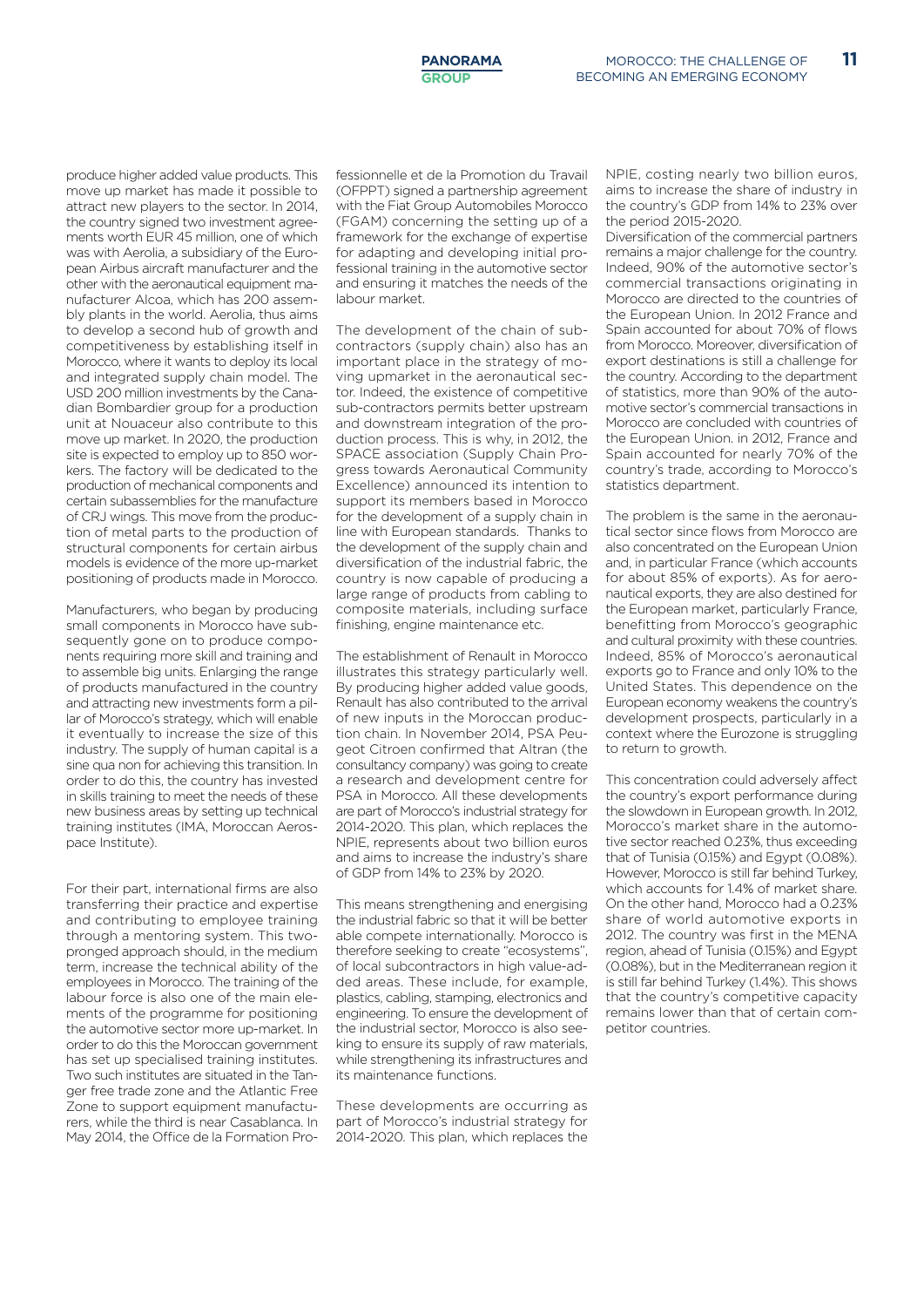produce higher added value products. This move up market has made it possible to attract new players to the sector. In 2014, the country signed two investment agreements worth EUR 45 million, one of which was with Aerolia, a subsidiary of the European Airbus aircraft manufacturer and the other with the aeronautical equipment manufacturer Alcoa, which has 200 assembly plants in the world. Aerolia, thus aims to develop a second hub of growth and competitiveness by establishing itself in Morocco, where it wants to deploy its local and integrated supply chain model. The USD 200 million investments by the Canadian Bombardier group for a production unit at Nouaceur also contribute to this move up market. In 2020, the production site is expected to employ up to 850 workers. The factory will be dedicated to the production of mechanical components and certain subassemblies for the manufacture of CRJ wings. This move from the production of metal parts to the production of structural components for certain airbus models is evidence of the more up-market positioning of products made in Morocco.

Manufacturers, who began by producing small components in Morocco have subsequently gone on to produce components requiring more skill and training and to assemble big units. Enlarging the range of products manufactured in the country and attracting new investments form a pillar of Morocco's strategy, which will enable it eventually to increase the size of this industry. The supply of human capital is a sine qua non for achieving this transition. In order to do this, the country has invested in skills training to meet the needs of these new business areas by setting up technical training institutes (IMA, Moroccan Aerospace Institute).

For their part, international firms are also transferring their practice and expertise and contributing to employee training through a mentoring system. This two-pronged approach should, in the medium term, increase the technical ability of the employees in Morocco. The training of the labour force is also one of the main elements of the programme for positioning the automotive sector more up-market. In order to do this the Moroccan government has set up specialised training institutes. Two such institutes are situated in the Tanger free trade zone and the Atlantic Free Zone to support equipment manufacturers, while the third is near Casablanca. In May 2014, the Office de la Formation Professionnelle et de la Promotion du Travail (OFPPT) signed a partnership agreement with the Fiat Group Automobiles Morocco (FGAM) concerning the setting up of a framework for the exchange of expertise for adapting and developing initial professional training in the automotive sector and ensuring it matches the needs of the labour market.

The development of the chain of subcontractors (supply chain) also has an important place in the strategy of moving upmarket in the aeronautical sector. Indeed, the existence of competitive sub-contractors permits better upstream and downstream integration of the production process. This is why, in 2012, the SPACE association (Supply Chain Progress towards Aeronautical Community Excellence) announced its intention to support its members based in Morocco for the development of a supply chain in line with European standards. Thanks to the development of the supply chain and diversification of the industrial fabric, the country is now capable of producing a large range of products from cabling to composite materials, including surface finishing, engine maintenance etc.

The establishment of Renault in Morocco illustrates this strategy particularly well. By producing higher added value goods, Renault has also contributed to the arrival of new inputs in the Moroccan production chain. In November 2014, PSA Peugeot Citroen confirmed that Altran (the consultancy company) was going to create a research and development centre for PSA in Morocco. All these developments are part of Morocco's industrial strategy for 2014-2020. This plan, which replaces the NPIE, represents about two billion euros and aims to increase the industry's share of GDP from 14% to 23% by 2020.

This means strengthening and energising the industrial fabric so that it will be better able compete internationally. Morocco is therefore seeking to create "ecosystems", of local subcontractors in high value-added areas. These include, for example, plastics, cabling, stamping, electronics and engineering. To ensure the development of the industrial sector, Morocco is also seeking to ensure its supply of raw materials, while strengthening its infrastructures and its maintenance functions.

These developments are occurring as part of Morocco's industrial strategy for 2014-2020. This plan, which replaces the NPIE, costing nearly two billion euros, aims to increase the share of industry in the country's GDP from 14% to 23% over the period 2015-2020.

Diversification of the commercial partners remains a major challenge for the country. Indeed, 90% of the automotive sector's commercial transactions originating in Morocco are directed to the countries of the European Union. In 2012 France and Spain accounted for about 70% of flows from Morocco. Moreover, diversification of export destinations is still a challenge for the country. According to the department of statistics, more than 90% of the automotive sector's commercial transactions in Morocco are concluded with countries of the European Union. in 2012, France and Spain accounted for nearly 70% of the country's trade, according to Morocco's statistics department.

The problem is the same in the aeronautical sector since flows from Morocco are also concentrated on the European Union and, in particular France (which accounts for about 85% of exports). As for aeronautical exports, they are also destined for the European market, particularly France, benefitting from Morocco's geographic and cultural proximity with these countries. Indeed, 85% of Morocco's aeronautical exports go to France and only 10% to the United States. This dependence on the European economy weakens the country's development prospects, particularly in a context where the Eurozone is struggling to return to growth.

This concentration could adversely affect the country's export performance during the slowdown in European growth. In 2012, Morocco's market share in the automotive sector reached 0.23%, thus exceeding that of Tunisia (0.15%) and Egypt (0.08%). However, Morocco is still far behind Turkey, which accounts for 1.4% of market share. On the other hand, Morocco had a 0.23% share of world automotive exports in 2012. The country was first in the MENA region, ahead of Tunisia (0.15%) and Egypt (0.08%), but in the Mediterranean region it is still far behind Turkey (1.4%). This shows that the country's competitive capacity remains lower than that of certain competitor countries.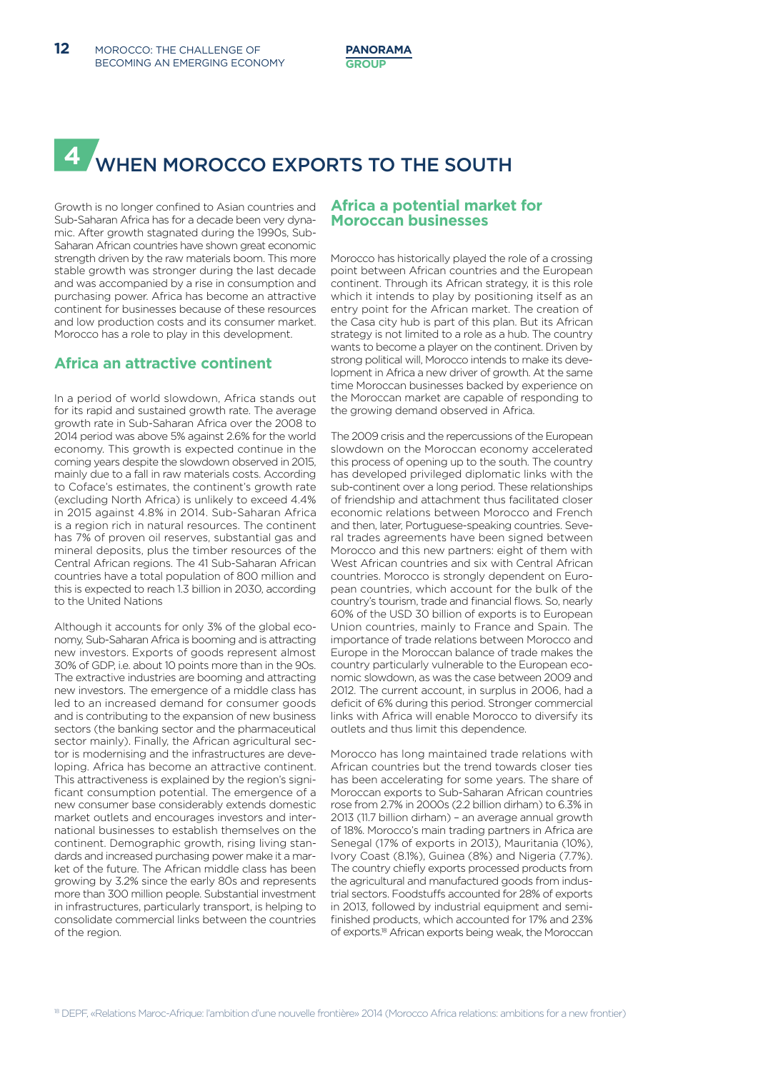# 4 WHEN MOROCCO EXPORTS TO THE SOUTH

Growth is no longer confined to Asian countries and Sub-Saharan Africa has for a decade been very dynamic. After growth stagnated during the 1990s, Sub-Saharan African countries have shown great economic strength driven by the raw materials boom. This more stable growth was stronger during the last decade and was accompanied by a rise in consumption and purchasing power. Africa has become an attractive continent for businesses because of these resources and low production costs and its consumer market. Morocco has a role to play in this development.

## Africa an attractive continent

In a period of world slowdown, Africa stands out for its rapid and sustained growth rate. The average growth rate in Sub-Saharan Africa over the 2008 to 2014 period was above 5% against 2.6% for the world economy. This growth is expected continue in the coming years despite the slowdown observed in 2015, mainly due to a fall in raw materials costs. According to Coface's estimates, the continent's growth rate (excluding North Africa) is unlikely to exceed 4.4% in 2015 against 4.8% in 2014. Sub-Saharan Africa is a region rich in natural resources. The continent has 7% of proven oil reserves, substantial gas and mineral deposits, plus the timber resources of the Central African regions. The 41 Sub-Saharan African countries have a total population of 800 million and this is expected to reach 1.3 billion in 2030, according to the United Nations

Although it accounts for only 3% of the global economy, Sub-Saharan Africa is booming and is attracting new investors. Exports of goods represent almost 30% of GDP, i.e. about 10 points more than in the 90s. The extractive industries are booming and attracting new investors. The emergence of a middle class has led to an increased demand for consumer goods and is contributing to the expansion of new business sectors (the banking sector and the pharmaceutical sector mainly). Finally, the African agricultural sector is modernising and the infrastructures are developing. Africa has become an attractive continent. This attractiveness is explained by the region's significant consumption potential. The emergence of a new consumer base considerably extends domestic market outlets and encourages investors and international businesses to establish themselves on the continent. Demographic growth, rising living standards and increased purchasing power make it a market of the future. The African middle class has been growing by 3.2% since the early 80s and represents more than 300 million people. Substantial investment in infrastructures, particularly transport, is helping to consolidate commercial links between the countries of the region.

## Africa a potential market for Moroccan businesses

Morocco has historically played the role of a crossing point between African countries and the European continent. Through its African strategy, it is this role which it intends to play by positioning itself as an entry point for the African market. The creation of the Casa city hub is part of this plan. But its African strategy is not limited to a role as a hub. The country wants to become a player on the continent. Driven by strong political will, Morocco intends to make its development in Africa a new driver of growth. At the same time Moroccan businesses backed by experience on the Moroccan market are capable of responding to the growing demand observed in Africa.

The 2009 crisis and the repercussions of the European slowdown on the Moroccan economy accelerated this process of opening up to the south. The country has developed privileged diplomatic links with the sub-continent over a long period. These relationships of friendship and attachment thus facilitated closer economic relations between Morocco and French and then, later, Portuguese-speaking countries. Several trades agreements have been signed between Morocco and this new partners: eight of them with West African countries and six with Central African countries. Morocco is strongly dependent on European countries, which account for the bulk of the country's tourism, trade and financial flows. So, nearly 60% of the USD 30 billion of exports is to European Union countries, mainly to France and Spain. The importance of trade relations between Morocco and Europe in the Moroccan balance of trade makes the country particularly vulnerable to the European economic slowdown, as was the case between 2009 and 2012. The current account, in surplus in 2006, had a deficit of 6% during this period. Stronger commercial links with Africa will enable Morocco to diversify its outlets and thus limit this dependence.

Morocco has long maintained trade relations with African countries but the trend towards closer ties has been accelerating for some years. The share of Moroccan exports to Sub-Saharan African countries rose from 2.7% in 2000s (2.2 billion dirham) to 6.3% in 2013 (11.7 billion dirham) – an average annual growth of 18%. Morocco's main trading partners in Africa are Senegal (17% of exports in 2013), Mauritania (10%), Ivory Coast (8.1%), Guinea (8%) and Nigeria (7.7%). The country chiefly exports processed products from the agricultural and manufactured goods from industrial sectors. Foodstuffs accounted for 28% of exports in 2013, followed by industrial equipment and semi-finished products, which accounted for 17% and 23% of exports.[18] African exports being weak, the Moroccan

[18] DEPF, «Relations Maroc-Afrique: l'ambition d'une nouvelle frontière» 2014 (Morocco Africa relations: ambitions for a new frontier)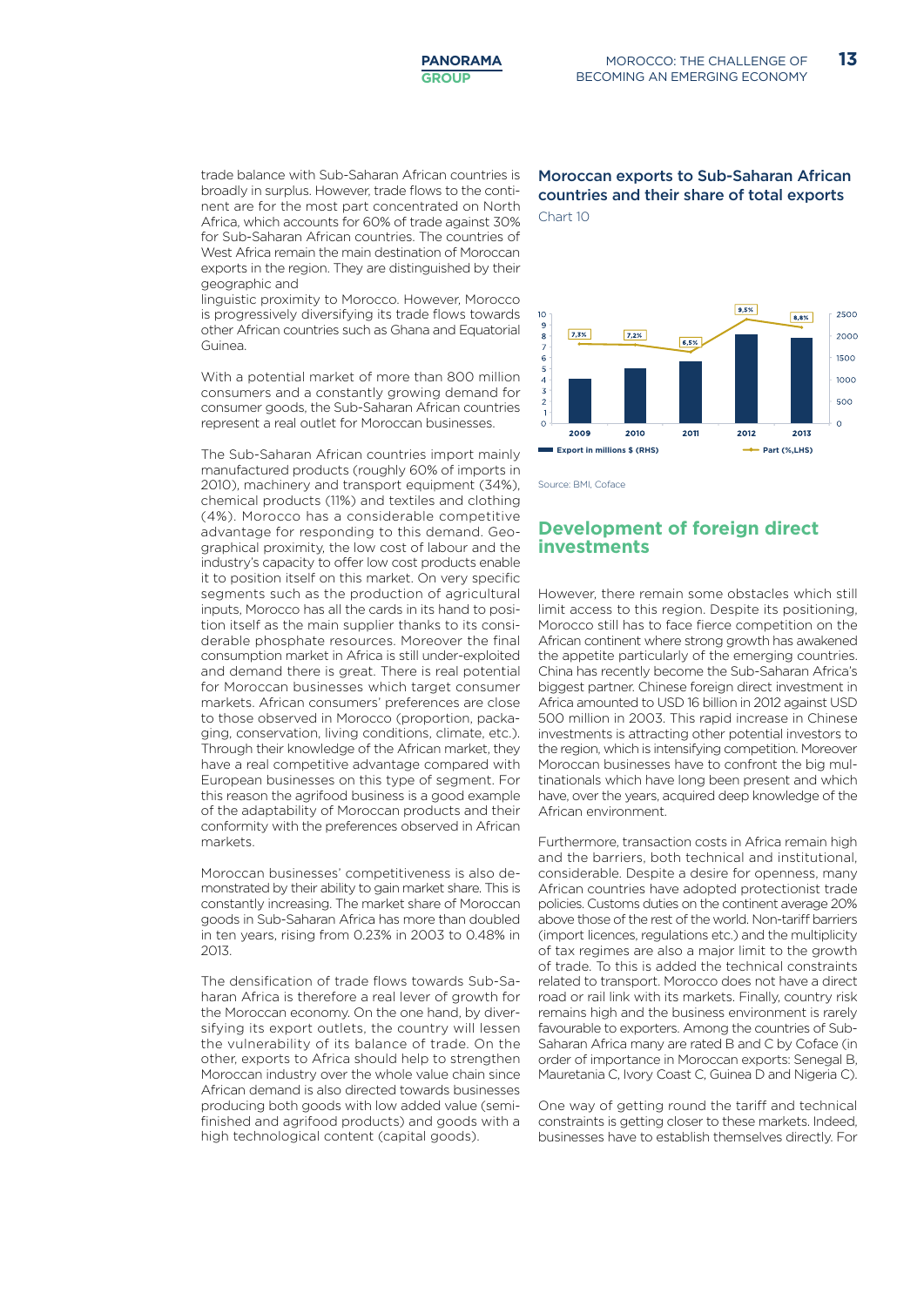trade balance with Sub-Saharan African countries is broadly in surplus. However, trade flows to the continent are for the most part concentrated on North Africa, which accounts for 60% of trade against 30% for Sub-Saharan African countries. The countries of West Africa remain the main destination of Moroccan exports in the region. They are distinguished by their geographic and linguistic proximity to Morocco. However, Morocco is progressively diversifying its trade flows towards other African countries such as Ghana and Equatorial Guinea.

With a potential market of more than 800 million consumers and a constantly growing demand for consumer goods, the Sub-Saharan African countries represent a real outlet for Moroccan businesses.

The Sub-Saharan African countries import mainly manufactured products (roughly 60% of imports in 2010), machinery and transport equipment (34%), chemical products (11%) and textiles and clothing (4%). Morocco has a considerable competitive advantage for responding to this demand. Geographical proximity, the low cost of labour and the industry's capacity to offer low cost products enable it to position itself on this market. On very specific segments such as the production of agricultural inputs, Morocco has all the cards in its hand to position itself as the main supplier thanks to its considerable phosphate resources. Moreover the final consumption market in Africa is still under-exploited and demand there is great. There is real potential for Moroccan businesses which target consumer markets. African consumers' preferences are close to those observed in Morocco (proportion, packaging, conservation, living conditions, climate, etc.). Through their knowledge of the African market, they have a real competitive advantage compared with European businesses on this type of segment. For this reason the agrifood business is a good example of the adaptability of Moroccan products and their conformity with the preferences observed in African markets.

Moroccan businesses' competitiveness is also demonstrated by their ability to gain market share. This is constantly increasing. The market share of Moroccan goods in Sub-Saharan Africa has more than doubled in ten years, rising from 0.23% in 2003 to 0.48% in 2013.

The densification of trade flows towards Sub-Saharan Africa is therefore a real lever of growth for the Moroccan economy. On the one hand, by diversifying its export outlets, the country will lessen the vulnerability of its balance of trade. On the other, exports to Africa should help to strengthen Moroccan industry over the whole value chain since African demand is also directed towards businesses producing both goods with low added value (semi-finished and agrifood products) and goods with a high technological content (capital goods).

### Moroccan exports to Sub-Saharan African countries and their share of total exports

Chart 10

| Year | Export in millions $ (RHS) | Part (%,LHS) |
|---|---|---|
| 2009 | | 7,3% |
| 2010 | | 7,2% |
| 2011 | | 6,5% |
| 2012 | | 9,5% |
| 2013 | | 8,8% |

Source: BMI, Coface

## Development of foreign direct investments

However, there remain some obstacles which still limit access to this region. Despite its positioning, Morocco still has to face fierce competition on the African continent where strong growth has awakened the appetite particularly of the emerging countries. China has recently become the Sub-Saharan Africa's biggest partner. Chinese foreign direct investment in Africa amounted to USD 16 billion in 2012 against USD 500 million in 2003. This rapid increase in Chinese investments is attracting other potential investors to the region, which is intensifying competition. Moreover Moroccan businesses have to confront the big multinationals which have long been present and which have, over the years, acquired deep knowledge of the African environment.

Furthermore, transaction costs in Africa remain high and the barriers, both technical and institutional, considerable. Despite a desire for openness, many African countries have adopted protectionist trade policies. Customs duties on the continent average 20% above those of the rest of the world. Non-tariff barriers (import licences, regulations etc.) and the multiplicity of tax regimes are also a major limit to the growth of trade. To this is added the technical constraints related to transport. Morocco does not have a direct road or rail link with its markets. Finally, country risk remains high and the business environment is rarely favourable to exporters. Among the countries of Sub-Saharan Africa many are rated B and C by Coface (in order of importance in Moroccan exports: Senegal B, Mauretania C, Ivory Coast C, Guinea D and Nigeria C).

One way of getting round the tariff and technical constraints is getting closer to these markets. Indeed, businesses have to establish themselves directly. For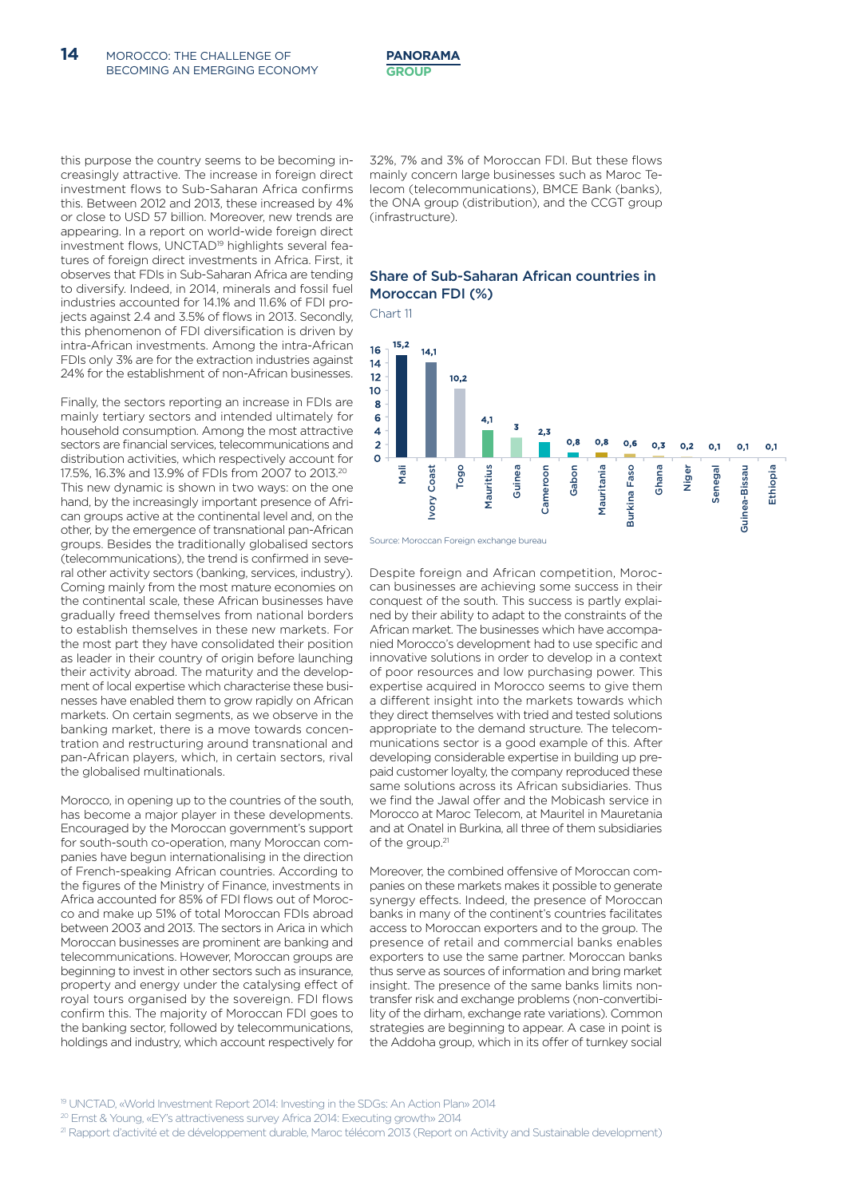this purpose the country seems to be becoming increasingly attractive. The increase in foreign direct investment flows to Sub-Saharan Africa confirms this. Between 2012 and 2013, these increased by 4% or close to USD 57 billion. Moreover, new trends are appearing. In a report on world-wide foreign direct investment flows, UNCTAD[19] highlights several features of foreign direct investments in Africa. First, it observes that FDIs in Sub-Saharan Africa are tending to diversify. Indeed, in 2014, minerals and fossil fuel industries accounted for 14.1% and 11.6% of FDI projects against 2.4 and 3.5% of flows in 2013. Secondly, this phenomenon of FDI diversification is driven by intra-African investments. Among the intra-African FDIs only 3% are for the extraction industries against 24% for the establishment of non-African businesses.

Finally, the sectors reporting an increase in FDIs are mainly tertiary sectors and intended ultimately for household consumption. Among the most attractive sectors are financial services, telecommunications and distribution activities, which respectively account for 17.5%, 16.3% and 13.9% of FDIs from 2007 to 2013.[20] This new dynamic is shown in two ways: on the one hand, by the increasingly important presence of African groups active at the continental level and, on the other, by the emergence of transnational pan-African groups. Besides the traditionally globalised sectors (telecommunications), the trend is confirmed in several other activity sectors (banking, services, industry). Coming mainly from the most mature economies on the continental scale, these African businesses have gradually freed themselves from national borders to establish themselves in these new markets. For the most part they have consolidated their position as leader in their country of origin before launching their activity abroad. The maturity and the development of local expertise which characterise these businesses have enabled them to grow rapidly on African markets. On certain segments, as we observe in the banking market, there is a move towards concentration and restructuring around transnational and pan-African players, which, in certain sectors, rival the globalised multinationals.

Morocco, in opening up to the countries of the south, has become a major player in these developments. Encouraged by the Moroccan government's support for south-south co-operation, many Moroccan companies have begun internationalising in the direction of French-speaking African countries. According to the figures of the Ministry of Finance, investments in Africa accounted for 85% of FDI flows out of Morocco and make up 51% of total Moroccan FDIs abroad between 2003 and 2013. The sectors in Arica in which Moroccan businesses are prominent are banking and telecommunications. However, Moroccan groups are beginning to invest in other sectors such as insurance, property and energy under the catalysing effect of royal tours organised by the sovereign. FDI flows confirm this. The majority of Moroccan FDI goes to the banking sector, followed by telecommunications, holdings and industry, which account respectively for 32%, 7% and 3% of Moroccan FDI. But these flows mainly concern large businesses such as Maroc Telecom (telecommunications), BMCE Bank (banks), the ONA group (distribution), and the CCGT group (infrastructure).

### Share of Sub-Saharan African countries in Moroccan FDI (%)

Chart 11

| Country | % |
|---|---|
| Mali | 15,2 |
| Ivory Coast | 14,1 |
| Togo | 10,2 |
| Mauritius | 4,1 |
| Guinea | 3 |
| Cameroon | 2,3 |
| Gabon | 0,8 |
| Mauritania | 0,8 |
| Burkina Faso | 0,6 |
| Ghana | 0,3 |
| Niger | 0,2 |
| Senegal | 0,1 |
| Guinea-Bissau | 0,1 |
| Ethiopia | 0,1 |

Source: Moroccan Foreign exchange bureau

Despite foreign and African competition, Moroccan businesses are achieving some success in their conquest of the south. This success is partly explained by their ability to adapt to the constraints of the African market. The businesses which have accompanied Morocco's development had to use specific and innovative solutions in order to develop in a context of poor resources and low purchasing power. This expertise acquired in Morocco seems to give them a different insight into the markets towards which they direct themselves with tried and tested solutions appropriate to the demand structure. The telecommunications sector is a good example of this. After developing considerable expertise in building up prepaid customer loyalty, the company reproduced these same solutions across its African subsidiaries. Thus we find the Jawal offer and the Mobicash service in Morocco at Maroc Telecom, at Mauritel in Mauretania and at Onatel in Burkina, all three of them subsidiaries of the group.[21]

Moreover, the combined offensive of Moroccan companies on these markets makes it possible to generate synergy effects. Indeed, the presence of Moroccan banks in many of the continent's countries facilitates access to Moroccan exporters and to the group. The presence of retail and commercial banks enables exporters to use the same partner. Moroccan banks thus serve as sources of information and bring market insight. The presence of the same banks limits non-transfer risk and exchange problems (non-convertibility of the dirham, exchange rate variations). Common strategies are beginning to appear. A case in point is the Addoha group, which in its offer of turnkey social

[19] UNCTAD, «World Investment Report 2014: Investing in the SDGs: An Action Plan» 2014

[20] Ernst & Young, «EY's attractiveness survey Africa 2014: Executing growth» 2014

[21] Rapport d'activité et de développement durable, Maroc télécom 2013 (Report on Activity and Sustainable development)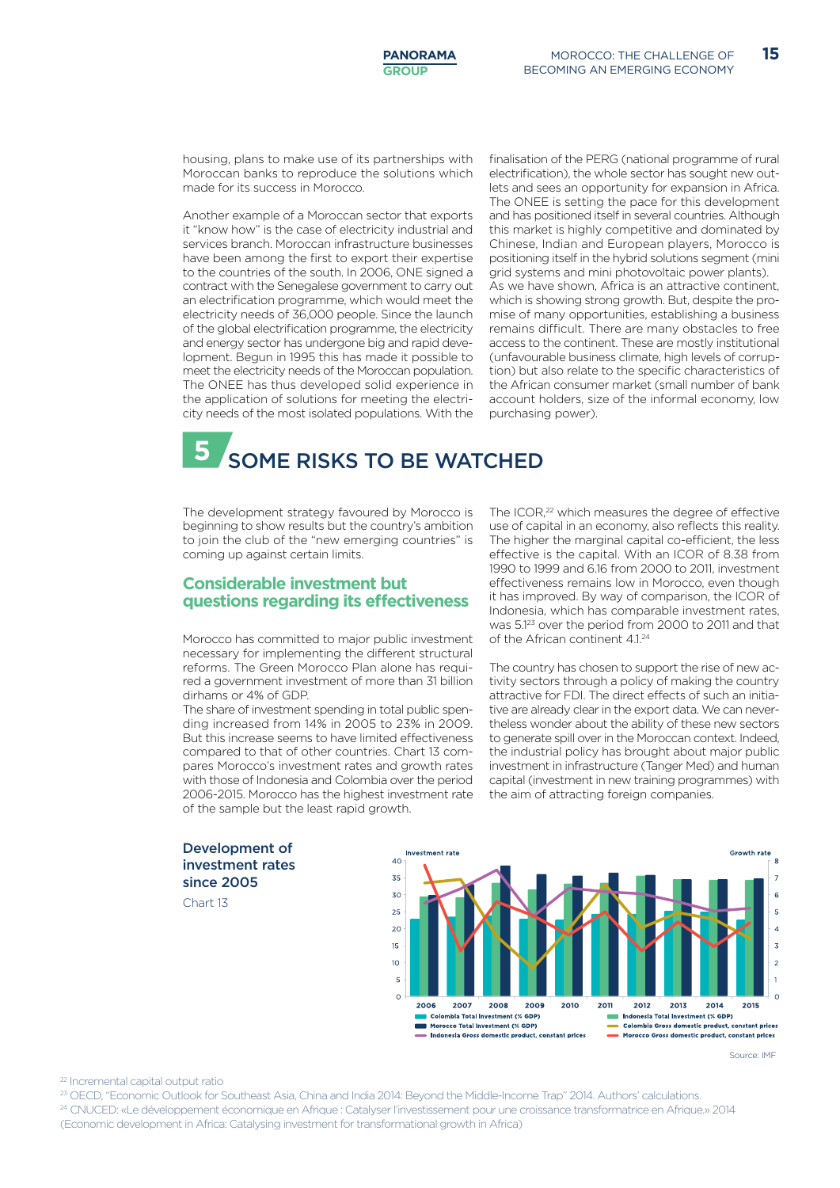housing, plans to make use of its partnerships with Moroccan banks to reproduce the solutions which made for its success in Morocco.

Another example of a Moroccan sector that exports it "know how" is the case of electricity industrial and services branch. Moroccan infrastructure businesses have been among the first to export their expertise to the countries of the south. In 2006, ONE signed a contract with the Senegalese government to carry out an electrification programme, which would meet the electricity needs of 36,000 people. Since the launch of the global electrification programme, the electricity and energy sector has undergone big and rapid development. Begun in 1995 this has made it possible to meet the electricity needs of the Moroccan population. The ONEE has thus developed solid experience in the application of solutions for meeting the electricity needs of the most isolated populations. With the finalisation of the PERG (national programme of rural electrification), the whole sector has sought new outlets and sees an opportunity for expansion in Africa. The ONEE is setting the pace for this development and has positioned itself in several countries. Although this market is highly competitive and dominated by Chinese, Indian and European players, Morocco is positioning itself in the hybrid solutions segment (mini grid systems and mini photovoltaic power plants).
As we have shown, Africa is an attractive continent, which is showing strong growth. But, despite the promise of many opportunities, establishing a business remains difficult. There are many obstacles to free access to the continent. These are mostly institutional (unfavourable business climate, high levels of corruption) but also relate to the specific characteristics of the African consumer market (small number of bank account holders, size of the informal economy, low purchasing power).

# 5 SOME RISKS TO BE WATCHED

The development strategy favoured by Morocco is beginning to show results but the country's ambition to join the club of the "new emerging countries" is coming up against certain limits.

## Considerable investment but questions regarding its effectiveness

Morocco has committed to major public investment necessary for implementing the different structural reforms. The Green Morocco Plan alone has required a government investment of more than 31 billion dirhams or 4% of GDP.
The share of investment spending in total public spending increased from 14% in 2005 to 23% in 2009. But this increase seems to have limited effectiveness compared to that of other countries. Chart 13 compares Morocco's investment rates and growth rates with those of Indonesia and Colombia over the period 2006-2015. Morocco has the highest investment rate of the sample but the least rapid growth.

The ICOR,[22] which measures the degree of effective use of capital in an economy, also reflects this reality. The higher the marginal capital co-efficient, the less effective is the capital. With an ICOR of 8.38 from 1990 to 1999 and 6.16 from 2000 to 2011, investment effectiveness remains low in Morocco, even though it has improved. By way of comparison, the ICOR of Indonesia, which has comparable investment rates, was 5.1[23] over the period from 2000 to 2011 and that of the African continent 4.1.[24]

The country has chosen to support the rise of new activity sectors through a policy of making the country attractive for FDI. The direct effects of such an initiative are already clear in the export data. We can nevertheless wonder about the ability of these new sectors to generate spill over in the Moroccan context. Indeed, the industrial policy has brought about major public investment in infrastructure (Tanger Med) and human capital (investment in new training programmes) with the aim of attracting foreign companies.

**Development of investment rates since 2005**

Chart 13

Investment rate / Growth rate

Legend: Colombia Total investment (% GDP); Indonesia Total investment (% GDP); Morocco Total investment (% GDP); Colombia Gross domestic product, constant prices; Indonesia Gross domestic product, constant prices; Morocco Gross domestic product, constant prices

Source: IMF

[22] Incremental capital output ratio

[23] OECD, "Economic Outlook for Southeast Asia, China and India 2014: Beyond the Middle-Income Trap" 2014. Authors' calculations.

[24] CNUCED: «Le développement économique en Afrique : Catalyser l'investissement pour une croissance transformatrice en Afrique.» 2014 (Economic development in Africa: Catalysing investment for transformational growth in Africa)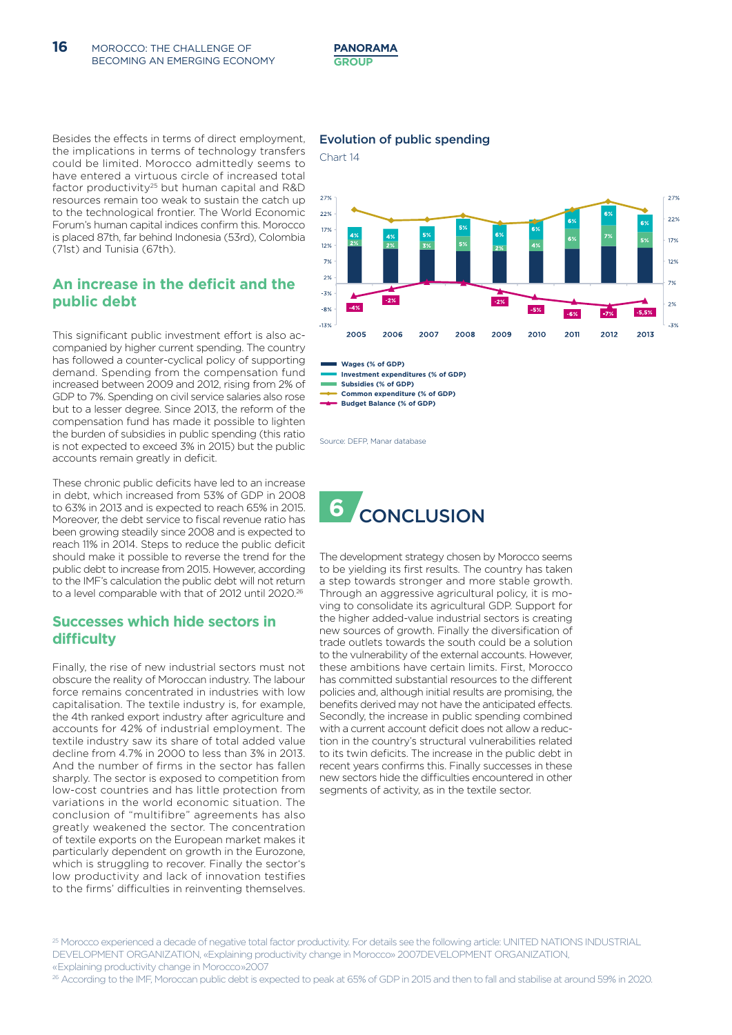Besides the effects in terms of direct employment, the implications in terms of technology transfers could be limited. Morocco admittedly seems to have entered a virtuous circle of increased total factor productivity[25] but human capital and R&D resources remain too weak to sustain the catch up to the technological frontier. The World Economic Forum's human capital indices confirm this. Morocco is placed 87th, far behind Indonesia (53rd), Colombia (71st) and Tunisia (67th).

## An increase in the deficit and the public debt

This significant public investment effort is also accompanied by higher current spending. The country has followed a counter-cyclical policy of supporting demand. Spending from the compensation fund increased between 2009 and 2012, rising from 2% of GDP to 7%. Spending on civil service salaries also rose but to a lesser degree. Since 2013, the reform of the compensation fund has made it possible to lighten the burden of subsidies in public spending (this ratio is not expected to exceed 3% in 2015) but the public accounts remain greatly in deficit.

These chronic public deficits have led to an increase in debt, which increased from 53% of GDP in 2008 to 63% in 2013 and is expected to reach 65% in 2015. Moreover, the debt service to fiscal revenue ratio has been growing steadily since 2008 and is expected to reach 11% in 2014. Steps to reduce the public deficit should make it possible to reverse the trend for the public debt to increase from 2015. However, according to the IMF's calculation the public debt will not return to a level comparable with that of 2012 until 2020.[26]

## Successes which hide sectors in difficulty

Finally, the rise of new industrial sectors must not obscure the reality of Moroccan industry. The labour force remains concentrated in industries with low capitalisation. The textile industry is, for example, the 4th ranked export industry after agriculture and accounts for 42% of industrial employment. The textile industry saw its share of total added value decline from 4.7% in 2000 to less than 3% in 2013. And the number of firms in the sector has fallen sharply. The sector is exposed to competition from low-cost countries and has little protection from variations in the world economic situation. The conclusion of "multifibre" agreements has also greatly weakened the sector. The concentration of textile exports on the European market makes it particularly dependent on growth in the Eurozone, which is struggling to recover. Finally the sector's low productivity and lack of innovation testifies to the firms' difficulties in reinventing themselves.

**Evolution of public spending**

Chart 14

| | 2005 | 2006 | 2007 | 2008 | 2009 | 2010 | 2011 | 2012 | 2013 |
|---|---|---|---|---|---|---|---|---|---|
| Investment expenditures (% of GDP) | 4% | 4% | 5% | 5% | 6% | 6% | 6% | 6% | 6% |
| Subsidies (% of GDP) | 2% | 2% | 3% | 5% | 2% | 4% | 6% | 7% | 5% |
| Budget Balance (% of GDP) | -4% | -2% | | | -2% | -5% | -6% | -7% | -5,5% |

- Wages (% of GDP)
- Investment expenditures (% of GDP)
- Subsidies (% of GDP)
- Common expenditure (% of GDP)
- Budget Balance (% of GDP)

Source: DEFP, Manar database

# 6 CONCLUSION

The development strategy chosen by Morocco seems to be yielding its first results. The country has taken a step towards stronger and more stable growth. Through an aggressive agricultural policy, it is moving to consolidate its agricultural GDP. Support for the higher added-value industrial sectors is creating new sources of growth. Finally the diversification of trade outlets towards the south could be a solution to the vulnerability of the external accounts. However, these ambitions have certain limits. First, Morocco has committed substantial resources to the different policies and, although initial results are promising, the benefits derived may not have the anticipated effects. Secondly, the increase in public spending combined with a current account deficit does not allow a reduction in the country's structural vulnerabilities related to its twin deficits. The increase in the public debt in recent years confirms this. Finally successes in these new sectors hide the difficulties encountered in other segments of activity, as in the textile sector.

[25] Morocco experienced a decade of negative total factor productivity. For details see the following article: UNITED NATIONS INDUSTRIAL DEVELOPMENT ORGANIZATION, «Explaining productivity change in Morocco» 2007DEVELOPMENT ORGANIZATION, «Explaining productivity change in Morocco»2007

[26] According to the IMF, Moroccan public debt is expected to peak at 65% of GDP in 2015 and then to fall and stabilise at around 59% in 2020.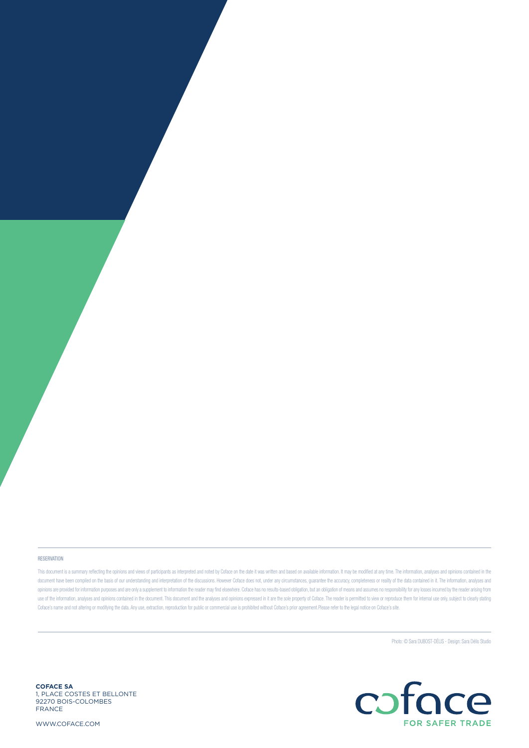RESERVATION

This document is a summary reflecting the opinions and views of participants as interpreted and noted by Coface on the date it was written and based on available information. It may be modified at any time. The information, analyses and opinions contained in the document have been compiled on the basis of our understanding and interpretation of the discussions. However Coface does not, under any circumstances, guarantee the accuracy, completeness or reality of the data contained in it. The information, analyses and opinions are provided for information purposes and are only a supplement to information the reader may find elsewhere. Coface has no results-based obligation, but an obligation of means and assumes no responsibility for any losses incurred by the reader arising from use of the information, analyses and opinions contained in the document. This document and the analyses and opinions expressed in it are the sole property of Coface. The reader is permitted to view or reproduce them for internal use only, subject to clearly stating Coface's name and not altering or modifying the data. Any use, extraction, reproduction for public or commercial use is prohibited without Coface's prior agreement.Please refer to the legal notice on Coface's site.

Photo: © Sara DUBOST-DÉLIS - Design: Sara Délis Studio

**COFACE SA**
1, PLACE COSTES ET BELLONTE
92270 BOIS-COLOMBES
FRANCE

WWW.COFACE.COM

coface
FOR SAFER TRADE